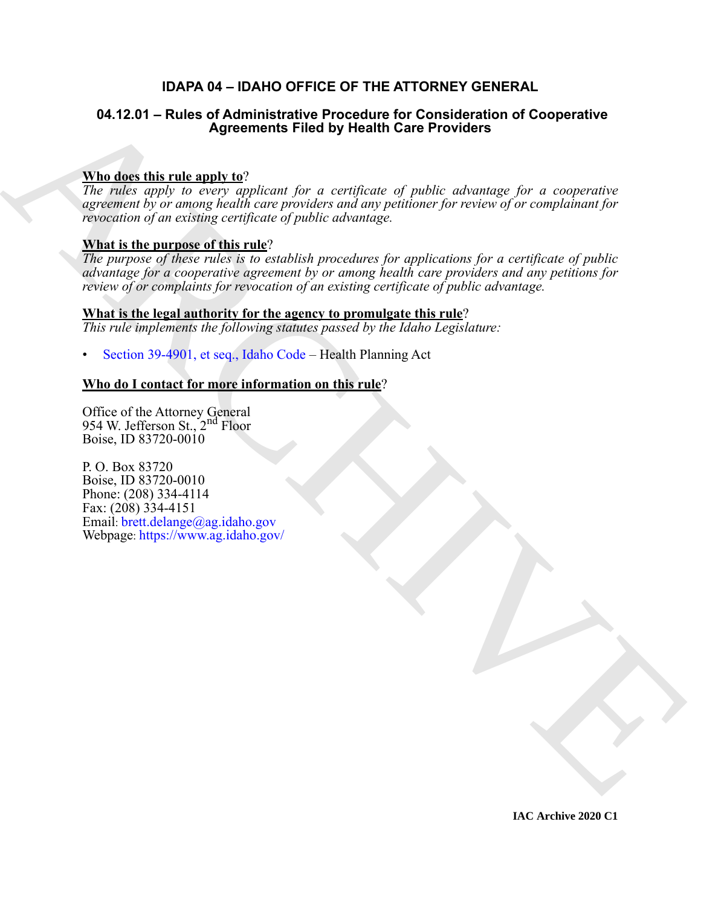# IDAPA 04 – IDAHO OFFICE OF THE ATTORNEY GENERAL

## 04.12.01 – Rules of Administrative Procedure for Consideration of Cooperative Agreements Filed by Health Care Providers

**Who does this rule apply to**?

*The rules apply to every applicant for a certificate of public advantage for a cooperative agreement by or among health care providers and any petitioner for review of or complainant for revocation of an existing certificate of public advantage.*

**What is the purpose of this rule**?

*The purpose of these rules is to establish procedures for applications for a certificate of public advantage for a cooperative agreement by or among health care providers and any petitions for review of or complaints for revocation of an existing certificate of public advantage.*

**What is the legal authority for the agency to promulgate this rule**?

*This rule implements the following statutes passed by the Idaho Legislature:*

- Section 39-4901, et seq., Idaho Code – Health Planning Act

**Who do I contact for more information on this rule**?

Office of the Attorney General
954 W. Jefferson St., 2nd Floor
Boise, ID 83720-0010

P. O. Box 83720
Boise, ID 83720-0010
Phone: (208) 334-4114
Fax: (208) 334-4151
Email: brett.delange@ag.idaho.gov
Webpage: https://www.ag.idaho.gov/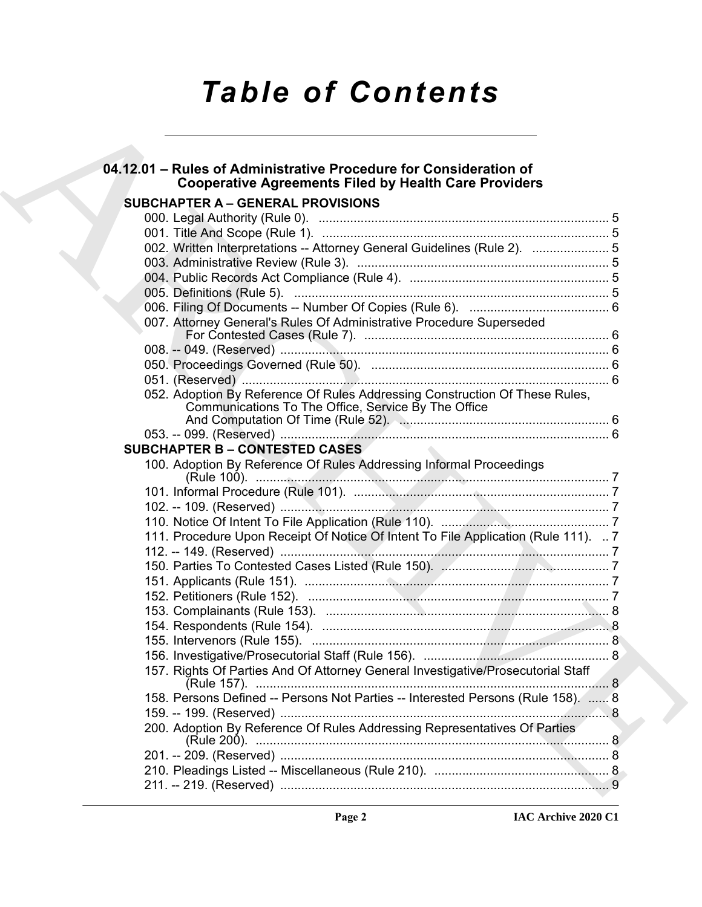# Table of Contents

## 04.12.01 – Rules of Administrative Procedure for Consideration of Cooperative Agreements Filed by Health Care Providers

### SUBCHAPTER A – GENERAL PROVISIONS

000. Legal Authority (Rule 0). ... 5
001. Title And Scope (Rule 1). ... 5
002. Written Interpretations -- Attorney General Guidelines (Rule 2). ... 5
003. Administrative Review (Rule 3). ... 5
004. Public Records Act Compliance (Rule 4). ... 5
005. Definitions (Rule 5). ... 5
006. Filing Of Documents -- Number Of Copies (Rule 6). ... 6
007. Attorney General's Rules Of Administrative Procedure Superseded For Contested Cases (Rule 7). ... 6
008. -- 049. (Reserved) ... 6
050. Proceedings Governed (Rule 50). ... 6
051. (Reserved) ... 6
052. Adoption By Reference Of Rules Addressing Construction Of These Rules, Communications To The Office, Service By The Office And Computation Of Time (Rule 52). ... 6
053. -- 099. (Reserved) ... 6

### SUBCHAPTER B – CONTESTED CASES

100. Adoption By Reference Of Rules Addressing Informal Proceedings (Rule 100). ... 7
101. Informal Procedure (Rule 101). ... 7
102. -- 109. (Reserved) ... 7
110. Notice Of Intent To File Application (Rule 110). ... 7
111. Procedure Upon Receipt Of Notice Of Intent To File Application (Rule 111). ... 7
112. -- 149. (Reserved) ... 7
150. Parties To Contested Cases Listed (Rule 150). ... 7
151. Applicants (Rule 151). ... 7
152. Petitioners (Rule 152). ... 7
153. Complainants (Rule 153). ... 8
154. Respondents (Rule 154). ... 8
155. Intervenors (Rule 155). ... 8
156. Investigative/Prosecutorial Staff (Rule 156). ... 8
157. Rights Of Parties And Of Attorney General Investigative/Prosecutorial Staff (Rule 157). ... 8
158. Persons Defined -- Persons Not Parties -- Interested Persons (Rule 158). ... 8
159. -- 199. (Reserved) ... 8
200. Adoption By Reference Of Rules Addressing Representatives Of Parties (Rule 200). ... 8
201. -- 209. (Reserved) ... 8
210. Pleadings Listed -- Miscellaneous (Rule 210). ... 8
211. -- 219. (Reserved) ... 9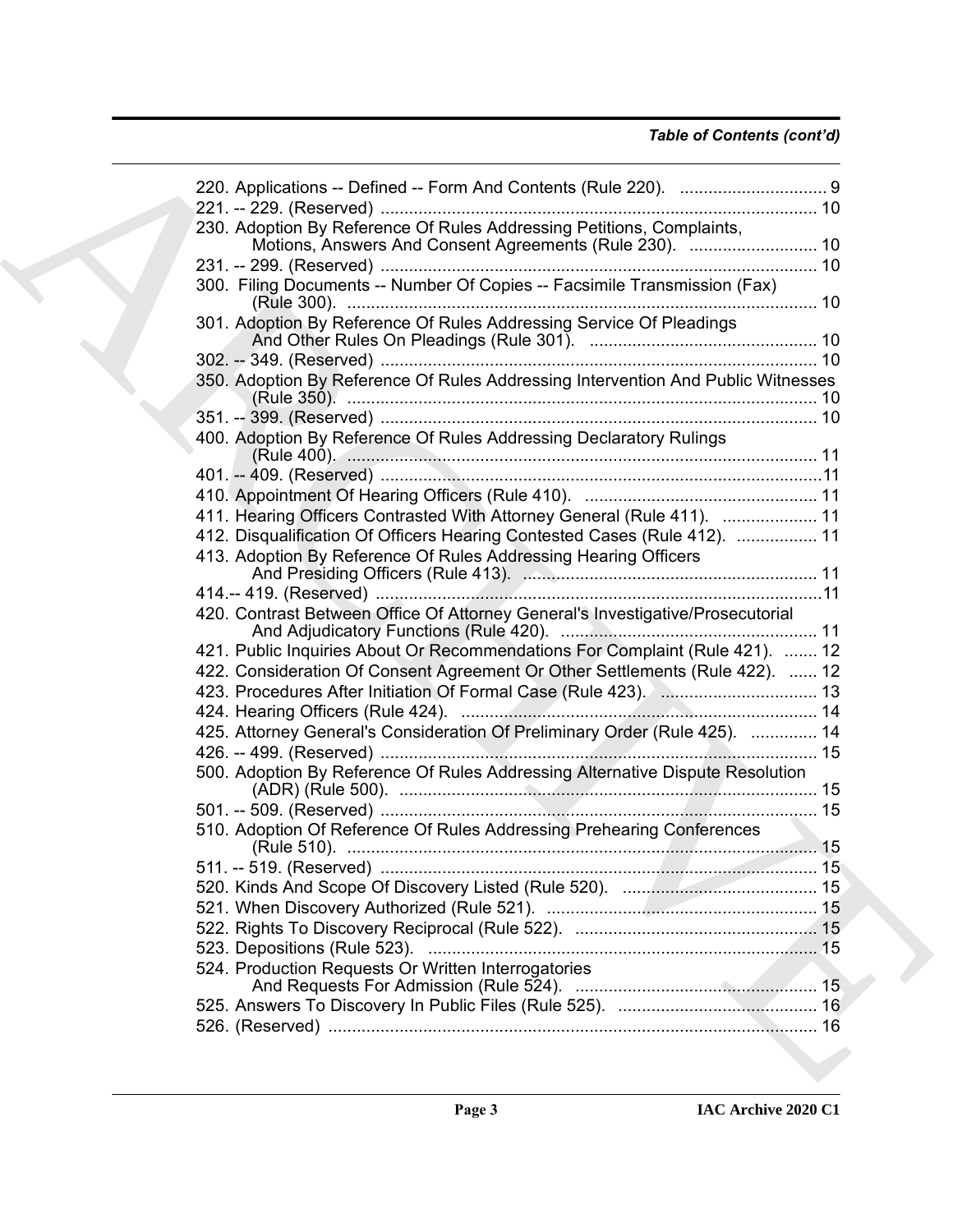*Table of Contents (cont'd)*

220. Applications -- Defined -- Form And Contents (Rule 220). ............................... 9
221. -- 229. (Reserved) ........................................................................................... 10
230. Adoption By Reference Of Rules Addressing Petitions, Complaints, Motions, Answers And Consent Agreements (Rule 230). ........................... 10
231. -- 299. (Reserved) ........................................................................................... 10
300. Filing Documents -- Number Of Copies -- Facsimile Transmission (Fax) (Rule 300). ..................................................................................................... 10
301. Adoption By Reference Of Rules Addressing Service Of Pleadings And Other Rules On Pleadings (Rule 301). ................................................ 10
302. -- 349. (Reserved) ........................................................................................... 10
350. Adoption By Reference Of Rules Addressing Intervention And Public Witnesses (Rule 350). ..................................................................................................... 10
351. -- 399. (Reserved) ........................................................................................... 10
400. Adoption By Reference Of Rules Addressing Declaratory Rulings (Rule 400). ..................................................................................................... 11
401. -- 409. (Reserved) ...........................................................................................11
410. Appointment Of Hearing Officers (Rule 410). ................................................. 11
411. Hearing Officers Contrasted With Attorney General (Rule 411). .................... 11
412. Disqualification Of Officers Hearing Contested Cases (Rule 412). ................. 11
413. Adoption By Reference Of Rules Addressing Hearing Officers And Presiding Officers (Rule 413). .............................................................. 11
414.-- 419. (Reserved) .............................................................................................11
420. Contrast Between Office Of Attorney General's Investigative/Prosecutorial And Adjudicatory Functions (Rule 420). ...................................................... 11
421. Public Inquiries About Or Recommendations For Complaint (Rule 421). ....... 12
422. Consideration Of Consent Agreement Or Other Settlements (Rule 422). ...... 12
423. Procedures After Initiation Of Formal Case (Rule 423). ................................. 13
424. Hearing Officers (Rule 424). ........................................................................... 14
425. Attorney General's Consideration Of Preliminary Order (Rule 425). .............. 14
426. -- 499. (Reserved) ........................................................................................... 15
500. Adoption By Reference Of Rules Addressing Alternative Dispute Resolution (ADR) (Rule 500). ......................................................................................... 15
501. -- 509. (Reserved) ........................................................................................... 15
510. Adoption Of Reference Of Rules Addressing Prehearing Conferences (Rule 510). ..................................................................................................... 15
511. -- 519. (Reserved) ........................................................................................... 15
520. Kinds And Scope Of Discovery Listed (Rule 520). ......................................... 15
521. When Discovery Authorized (Rule 521). ......................................................... 15
522. Rights To Discovery Reciprocal (Rule 522). ................................................... 15
523. Depositions (Rule 523). .................................................................................. 15
524. Production Requests Or Written Interrogatories And Requests For Admission (Rule 524). ................................................... 15
525. Answers To Discovery In Public Files (Rule 525). .......................................... 16
526. (Reserved) ...................................................................................................... 16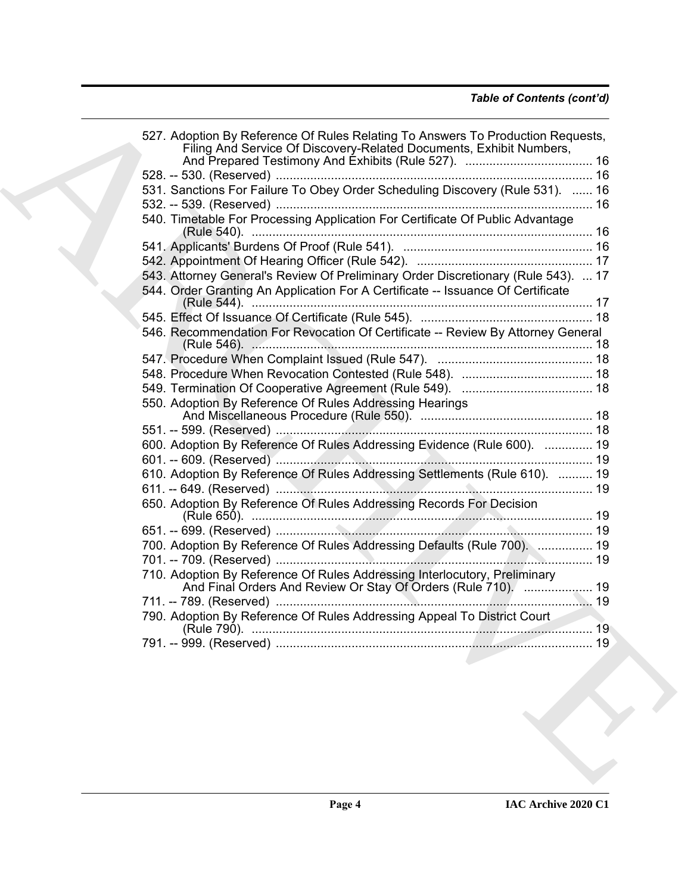527. Adoption By Reference Of Rules Relating To Answers To Production Requests, Filing And Service Of Discovery-Related Documents, Exhibit Numbers, And Prepared Testimony And Exhibits (Rule 527). ..................................... 16
528. -- 530. (Reserved) ............................................................................................ 16
531. Sanctions For Failure To Obey Order Scheduling Discovery (Rule 531). ...... 16
532. -- 539. (Reserved) ............................................................................................ 16
540. Timetable For Processing Application For Certificate Of Public Advantage (Rule 540). .................................................................................................. 16
541. Applicants' Burdens Of Proof (Rule 541). ....................................................... 16
542. Appointment Of Hearing Officer (Rule 542). ................................................... 17
543. Attorney General's Review Of Preliminary Order Discretionary (Rule 543). ... 17
544. Order Granting An Application For A Certificate -- Issuance Of Certificate (Rule 544). .................................................................................................. 17
545. Effect Of Issuance Of Certificate (Rule 545). .................................................. 18
546. Recommendation For Revocation Of Certificate -- Review By Attorney General (Rule 546). .................................................................................................. 18
547. Procedure When Complaint Issued (Rule 547). ............................................. 18
548. Procedure When Revocation Contested (Rule 548). ...................................... 18
549. Termination Of Cooperative Agreement (Rule 549). ...................................... 18
550. Adoption By Reference Of Rules Addressing Hearings And Miscellaneous Procedure (Rule 550). .................................................. 18
551. -- 599. (Reserved) ............................................................................................ 18
600. Adoption By Reference Of Rules Addressing Evidence (Rule 600). .............. 19
601. -- 609. (Reserved) ............................................................................................ 19
610. Adoption By Reference Of Rules Addressing Settlements (Rule 610). .......... 19
611. -- 649. (Reserved) ............................................................................................ 19
650. Adoption By Reference Of Rules Addressing Records For Decision (Rule 650). .................................................................................................. 19
651. -- 699. (Reserved) ............................................................................................ 19
700. Adoption By Reference Of Rules Addressing Defaults (Rule 700). ................ 19
701. -- 709. (Reserved) ............................................................................................ 19
710. Adoption By Reference Of Rules Addressing Interlocutory, Preliminary And Final Orders And Review Or Stay Of Orders (Rule 710). .................... 19
711. -- 789. (Reserved) ............................................................................................ 19
790. Adoption By Reference Of Rules Addressing Appeal To District Court (Rule 790). .................................................................................................. 19
791. -- 999. (Reserved) ............................................................................................ 19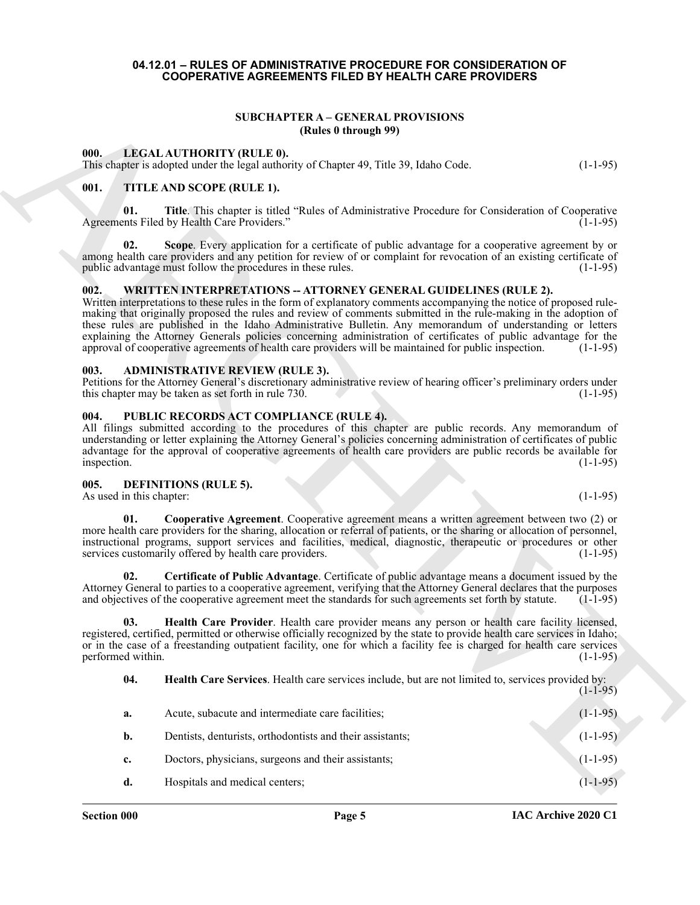# 04.12.01 – RULES OF ADMINISTRATIVE PROCEDURE FOR CONSIDERATION OF COOPERATIVE AGREEMENTS FILED BY HEALTH CARE PROVIDERS

## SUBCHAPTER A – GENERAL PROVISIONS (Rules 0 through 99)

### 000. LEGAL AUTHORITY (RULE 0).

This chapter is adopted under the legal authority of Chapter 49, Title 39, Idaho Code. (1-1-95)

### 001. TITLE AND SCOPE (RULE 1).

**01. Title**. This chapter is titled "Rules of Administrative Procedure for Consideration of Cooperative Agreements Filed by Health Care Providers." (1-1-95)

**02. Scope**. Every application for a certificate of public advantage for a cooperative agreement by or among health care providers and any petition for review of or complaint for revocation of an existing certificate of public advantage must follow the procedures in these rules. (1-1-95)

### 002. WRITTEN INTERPRETATIONS -- ATTORNEY GENERAL GUIDELINES (RULE 2).

Written interpretations to these rules in the form of explanatory comments accompanying the notice of proposed rule-making that originally proposed the rules and review of comments submitted in the rule-making in the adoption of these rules are published in the Idaho Administrative Bulletin. Any memorandum of understanding or letters explaining the Attorney Generals policies concerning administration of certificates of public advantage for the approval of cooperative agreements of health care providers will be maintained for public inspection. (1-1-95)

### 003. ADMINISTRATIVE REVIEW (RULE 3).

Petitions for the Attorney General's discretionary administrative review of hearing officer's preliminary orders under this chapter may be taken as set forth in rule 730. (1-1-95)

### 004. PUBLIC RECORDS ACT COMPLIANCE (RULE 4).

All filings submitted according to the procedures of this chapter are public records. Any memorandum of understanding or letter explaining the Attorney General's policies concerning administration of certificates of public advantage for the approval of cooperative agreements of health care providers are public records be available for inspection. (1-1-95)

### 005. DEFINITIONS (RULE 5).

As used in this chapter: (1-1-95)

**01. Cooperative Agreement**. Cooperative agreement means a written agreement between two (2) or more health care providers for the sharing, allocation or referral of patients, or the sharing or allocation of personnel, instructional programs, support services and facilities, medical, diagnostic, therapeutic or procedures or other services customarily offered by health care providers. (1-1-95)

**02. Certificate of Public Advantage**. Certificate of public advantage means a document issued by the Attorney General to parties to a cooperative agreement, verifying that the Attorney General declares that the purposes and objectives of the cooperative agreement meet the standards for such agreements set forth by statute. (1-1-95)

**03. Health Care Provider**. Health care provider means any person or health care facility licensed, registered, certified, permitted or otherwise officially recognized by the state to provide health care services in Idaho; or in the case of a freestanding outpatient facility, one for which a facility fee is charged for health care services performed within. (1-1-95)

**04. Health Care Services**. Health care services include, but are not limited to, services provided by: (1-1-95)

**a.** Acute, subacute and intermediate care facilities; (1-1-95)

**b.** Dentists, denturists, orthodontists and their assistants; (1-1-95)

**c.** Doctors, physicians, surgeons and their assistants; (1-1-95)

**d.** Hospitals and medical centers; (1-1-95)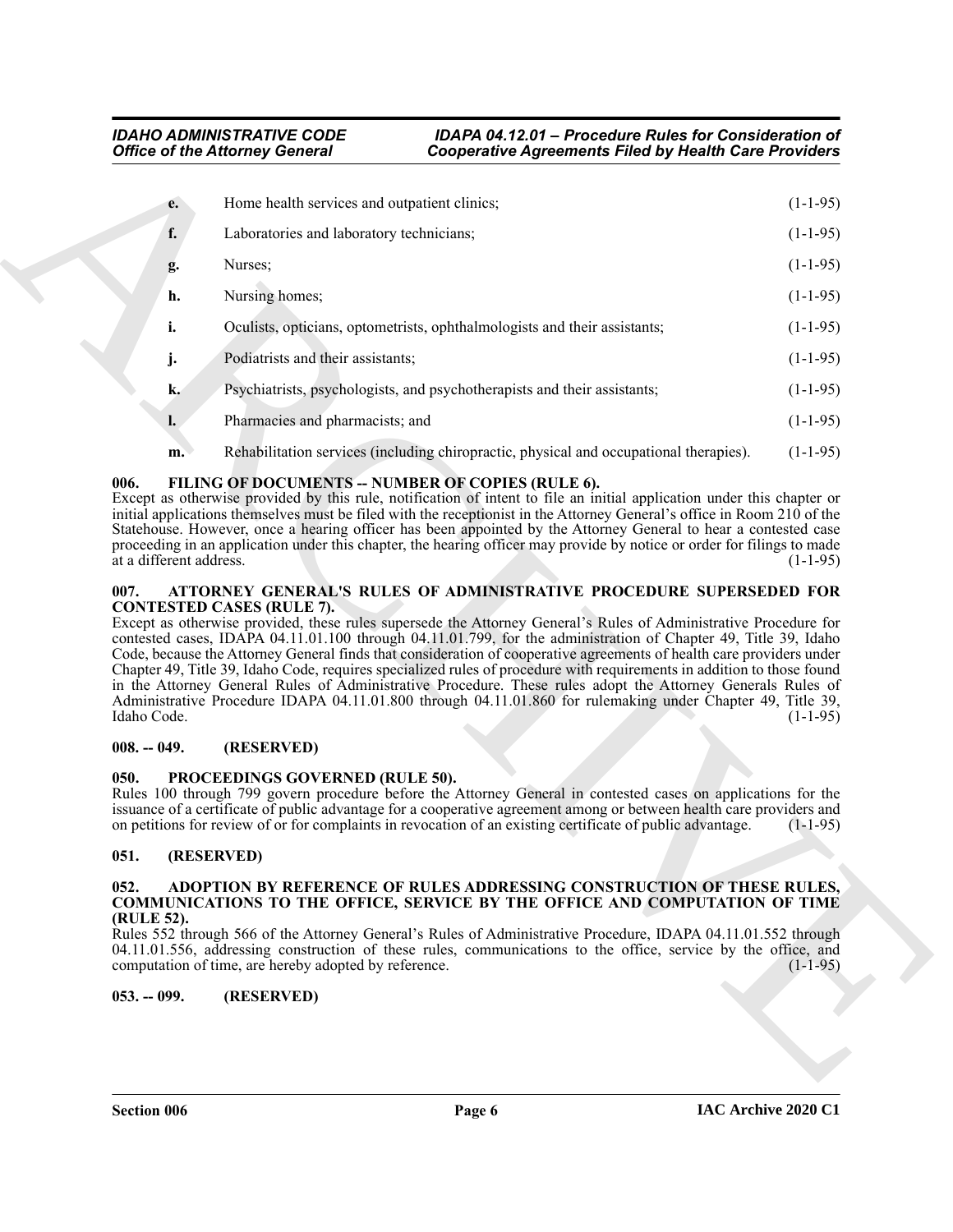| | | |
|---|---|---|
| **e.** | Home health services and outpatient clinics; | (1-1-95) |
| **f.** | Laboratories and laboratory technicians; | (1-1-95) |
| **g.** | Nurses; | (1-1-95) |
| **h.** | Nursing homes; | (1-1-95) |
| **i.** | Oculists, opticians, optometrists, ophthalmologists and their assistants; | (1-1-95) |
| **j.** | Podiatrists and their assistants; | (1-1-95) |
| **k.** | Psychiatrists, psychologists, and psychotherapists and their assistants; | (1-1-95) |
| **l.** | Pharmacies and pharmacists; and | (1-1-95) |
| **m.** | Rehabilitation services (including chiropractic, physical and occupational therapies). | (1-1-95) |

## 006. FILING OF DOCUMENTS -- NUMBER OF COPIES (RULE 6).

Except as otherwise provided by this rule, notification of intent to file an initial application under this chapter or initial applications themselves must be filed with the receptionist in the Attorney General's office in Room 210 of the Statehouse. However, once a hearing officer has been appointed by the Attorney General to hear a contested case proceeding in an application under this chapter, the hearing officer may provide by notice or order for filings to made at a different address. (1-1-95)

## 007. ATTORNEY GENERAL'S RULES OF ADMINISTRATIVE PROCEDURE SUPERSEDED FOR CONTESTED CASES (RULE 7).

Except as otherwise provided, these rules supersede the Attorney General's Rules of Administrative Procedure for contested cases, IDAPA 04.11.01.100 through 04.11.01.799, for the administration of Chapter 49, Title 39, Idaho Code, because the Attorney General finds that consideration of cooperative agreements of health care providers under Chapter 49, Title 39, Idaho Code, requires specialized rules of procedure with requirements in addition to those found in the Attorney General Rules of Administrative Procedure. These rules adopt the Attorney Generals Rules of Administrative Procedure IDAPA 04.11.01.800 through 04.11.01.860 for rulemaking under Chapter 49, Title 39, Idaho Code. (1-1-95)

## 008. -- 049. (RESERVED)

## 050. PROCEEDINGS GOVERNED (RULE 50).

Rules 100 through 799 govern procedure before the Attorney General in contested cases on applications for the issuance of a certificate of public advantage for a cooperative agreement among or between health care providers and on petitions for review of or for complaints in revocation of an existing certificate of public advantage. (1-1-95)

## 051. (RESERVED)

## 052. ADOPTION BY REFERENCE OF RULES ADDRESSING CONSTRUCTION OF THESE RULES, COMMUNICATIONS TO THE OFFICE, SERVICE BY THE OFFICE AND COMPUTATION OF TIME (RULE 52).

Rules 552 through 566 of the Attorney General's Rules of Administrative Procedure, IDAPA 04.11.01.552 through 04.11.01.556, addressing construction of these rules, communications to the office, service by the office, and computation of time, are hereby adopted by reference. (1-1-95)

## 053. -- 099. (RESERVED)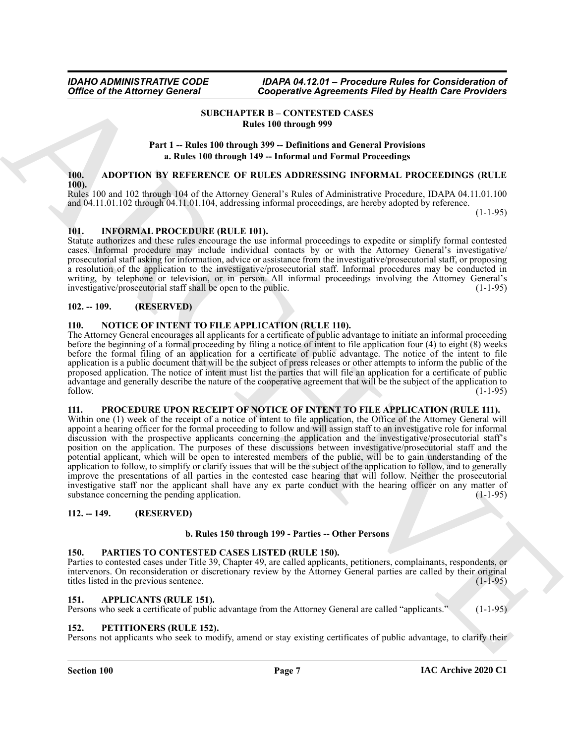## SUBCHAPTER B – CONTESTED CASES
### Rules 100 through 999

### Part 1 -- Rules 100 through 399 -- Definitions and General Provisions
### a. Rules 100 through 149 -- Informal and Formal Proceedings

**100. ADOPTION BY REFERENCE OF RULES ADDRESSING INFORMAL PROCEEDINGS (RULE 100).**

Rules 100 and 102 through 104 of the Attorney General's Rules of Administrative Procedure, IDAPA 04.11.01.100 and 04.11.01.102 through 04.11.01.104, addressing informal proceedings, are hereby adopted by reference. (1-1-95)

**101. INFORMAL PROCEDURE (RULE 101).**

Statute authorizes and these rules encourage the use informal proceedings to expedite or simplify formal contested cases. Informal procedure may include individual contacts by or with the Attorney General's investigative/prosecutorial staff asking for information, advice or assistance from the investigative/prosecutorial staff, or proposing a resolution of the application to the investigative/prosecutorial staff. Informal procedures may be conducted in writing, by telephone or television, or in person. All informal proceedings involving the Attorney General's investigative/prosecutorial staff shall be open to the public. (1-1-95)

**102. -- 109. (RESERVED)**

**110. NOTICE OF INTENT TO FILE APPLICATION (RULE 110).**

The Attorney General encourages all applicants for a certificate of public advantage to initiate an informal proceeding before the beginning of a formal proceeding by filing a notice of intent to file application four (4) to eight (8) weeks before the formal filing of an application for a certificate of public advantage. The notice of the intent to file application is a public document that will be the subject of press releases or other attempts to inform the public of the proposed application. The notice of intent must list the parties that will file an application for a certificate of public advantage and generally describe the nature of the cooperative agreement that will be the subject of the application to follow. (1-1-95)

**111. PROCEDURE UPON RECEIPT OF NOTICE OF INTENT TO FILE APPLICATION (RULE 111).**

Within one (1) week of the receipt of a notice of intent to file application, the Office of the Attorney General will appoint a hearing officer for the formal proceeding to follow and will assign staff to an investigative role for informal discussion with the prospective applicants concerning the application and the investigative/prosecutorial staff's position on the application. The purposes of these discussions between investigative/prosecutorial staff and the potential applicant, which will be open to interested members of the public, will be to gain understanding of the application to follow, to simplify or clarify issues that will be the subject of the application to follow, and to generally improve the presentations of all parties in the contested case hearing that will follow. Neither the prosecutorial investigative staff nor the applicant shall have any ex parte conduct with the hearing officer on any matter of substance concerning the pending application. (1-1-95)

**112. -- 149. (RESERVED)**

### b. Rules 150 through 199 - Parties -- Other Persons

**150. PARTIES TO CONTESTED CASES LISTED (RULE 150).**

Parties to contested cases under Title 39, Chapter 49, are called applicants, petitioners, complainants, respondents, or intervenors. On reconsideration or discretionary review by the Attorney General parties are called by their original titles listed in the previous sentence. (1-1-95)

**151. APPLICANTS (RULE 151).**

Persons who seek a certificate of public advantage from the Attorney General are called "applicants." (1-1-95)

**152. PETITIONERS (RULE 152).**

Persons not applicants who seek to modify, amend or stay existing certificates of public advantage, to clarify their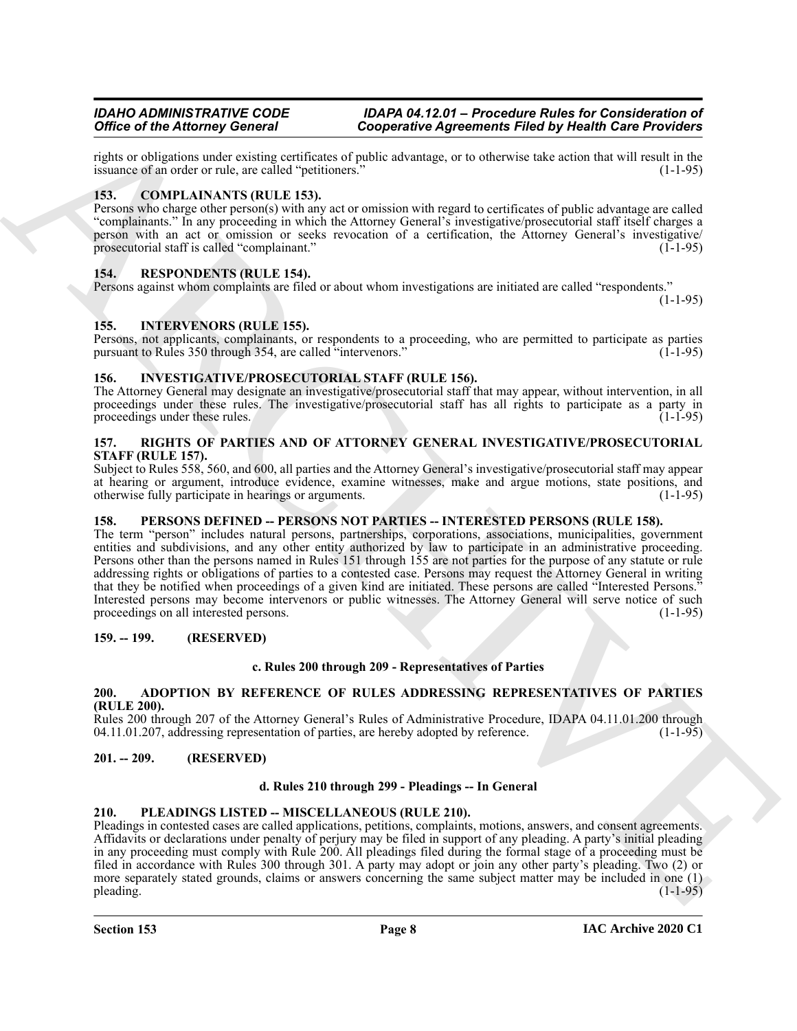rights or obligations under existing certificates of public advantage, or to otherwise take action that will result in the issuance of an order or rule, are called "petitioners." (1-1-95)

### 153. COMPLAINANTS (RULE 153).

Persons who charge other person(s) with any act or omission with regard to certificates of public advantage are called "complainants." In any proceeding in which the Attorney General's investigative/prosecutorial staff itself charges a person with an act or omission or seeks revocation of a certification, the Attorney General's investigative/prosecutorial staff is called "complainant." (1-1-95)

### 154. RESPONDENTS (RULE 154).

Persons against whom complaints are filed or about whom investigations are initiated are called "respondents." (1-1-95)

### 155. INTERVENORS (RULE 155).

Persons, not applicants, complainants, or respondents to a proceeding, who are permitted to participate as parties pursuant to Rules 350 through 354, are called "intervenors." (1-1-95)

### 156. INVESTIGATIVE/PROSECUTORIAL STAFF (RULE 156).

The Attorney General may designate an investigative/prosecutorial staff that may appear, without intervention, in all proceedings under these rules. The investigative/prosecutorial staff has all rights to participate as a party in proceedings under these rules. (1-1-95)

### 157. RIGHTS OF PARTIES AND OF ATTORNEY GENERAL INVESTIGATIVE/PROSECUTORIAL STAFF (RULE 157).

Subject to Rules 558, 560, and 600, all parties and the Attorney General's investigative/prosecutorial staff may appear at hearing or argument, introduce evidence, examine witnesses, make and argue motions, state positions, and otherwise fully participate in hearings or arguments. (1-1-95)

### 158. PERSONS DEFINED -- PERSONS NOT PARTIES -- INTERESTED PERSONS (RULE 158).

The term "person" includes natural persons, partnerships, corporations, associations, municipalities, government entities and subdivisions, and any other entity authorized by law to participate in an administrative proceeding. Persons other than the persons named in Rules 151 through 155 are not parties for the purpose of any statute or rule addressing rights or obligations of parties to a contested case. Persons may request the Attorney General in writing that they be notified when proceedings of a given kind are initiated. These persons are called "Interested Persons." Interested persons may become intervenors or public witnesses. The Attorney General will serve notice of such proceedings on all interested persons. (1-1-95)

### 159. -- 199. (RESERVED)

#### c. Rules 200 through 209 - Representatives of Parties

### 200. ADOPTION BY REFERENCE OF RULES ADDRESSING REPRESENTATIVES OF PARTIES (RULE 200).

Rules 200 through 207 of the Attorney General's Rules of Administrative Procedure, IDAPA 04.11.01.200 through 04.11.01.207, addressing representation of parties, are hereby adopted by reference. (1-1-95)

### 201. -- 209. (RESERVED)

#### d. Rules 210 through 299 - Pleadings -- In General

### 210. PLEADINGS LISTED -- MISCELLANEOUS (RULE 210).

Pleadings in contested cases are called applications, petitions, complaints, motions, answers, and consent agreements. Affidavits or declarations under penalty of perjury may be filed in support of any pleading. A party's initial pleading in any proceeding must comply with Rule 200. All pleadings filed during the formal stage of a proceeding must be filed in accordance with Rules 300 through 301. A party may adopt or join any other party's pleading. Two (2) or more separately stated grounds, claims or answers concerning the same subject matter may be included in one (1) pleading. (1-1-95)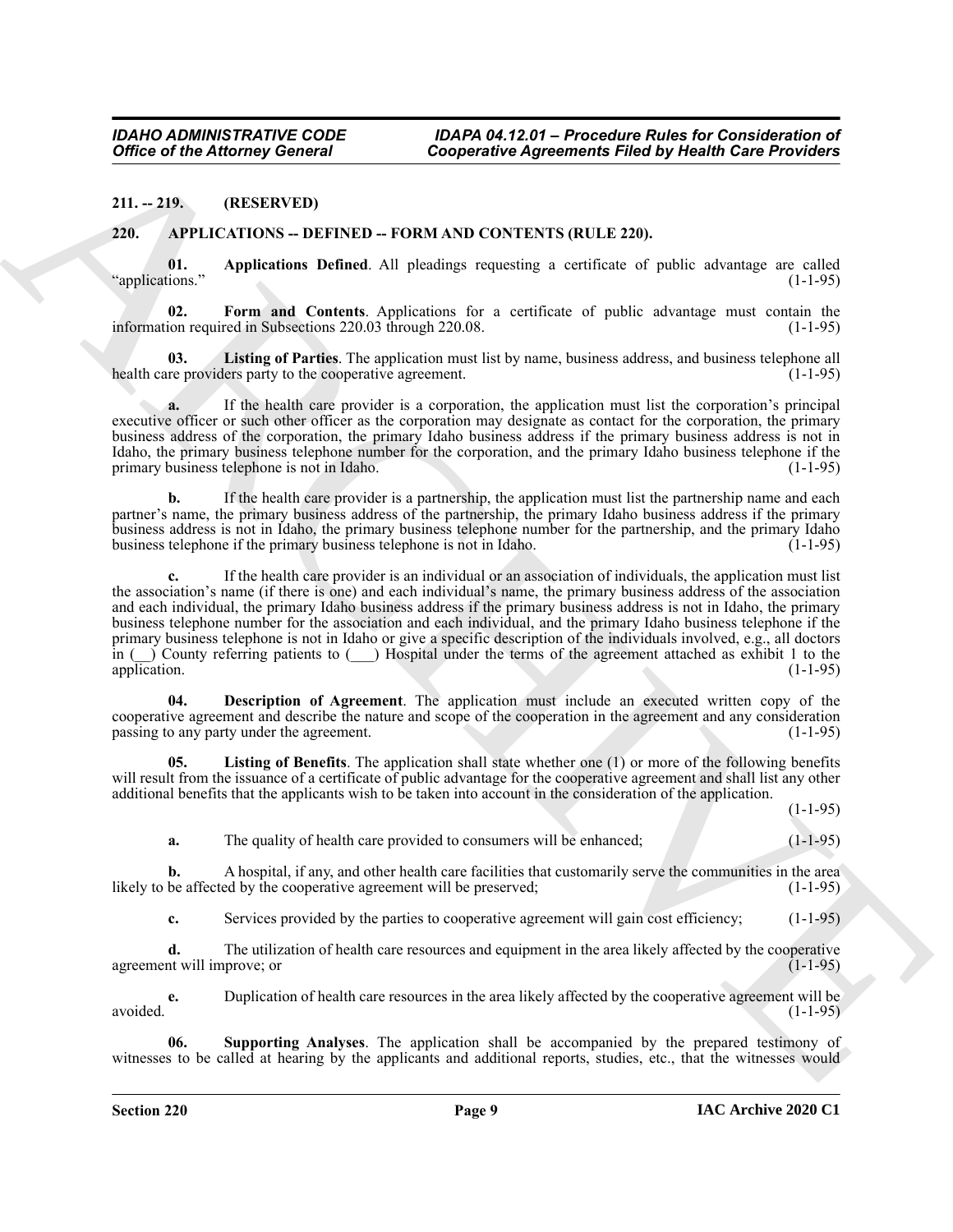## 211. -- 219. (RESERVED)

## 220. APPLICATIONS -- DEFINED -- FORM AND CONTENTS (RULE 220).

**01. Applications Defined**. All pleadings requesting a certificate of public advantage are called "applications." (1-1-95)

**02. Form and Contents**. Applications for a certificate of public advantage must contain the information required in Subsections 220.03 through 220.08. (1-1-95)

**03. Listing of Parties**. The application must list by name, business address, and business telephone all health care providers party to the cooperative agreement. (1-1-95)

**a.** If the health care provider is a corporation, the application must list the corporation's principal executive officer or such other officer as the corporation may designate as contact for the corporation, the primary business address of the corporation, the primary Idaho business address if the primary business address is not in Idaho, the primary business telephone number for the corporation, and the primary Idaho business telephone if the primary business telephone is not in Idaho. (1-1-95)

**b.** If the health care provider is a partnership, the application must list the partnership name and each partner's name, the primary business address of the partnership, the primary Idaho business address if the primary business address is not in Idaho, the primary business telephone number for the partnership, and the primary Idaho business telephone if the primary business telephone is not in Idaho. (1-1-95)

**c.** If the health care provider is an individual or an association of individuals, the application must list the association's name (if there is one) and each individual's name, the primary business address of the association and each individual, the primary Idaho business address if the primary business address is not in Idaho, the primary business telephone number for the association and each individual, and the primary Idaho business telephone if the primary business telephone is not in Idaho or give a specific description of the individuals involved, e.g., all doctors in (__) County referring patients to (___) Hospital under the terms of the agreement attached as exhibit 1 to the application. (1-1-95)

**04. Description of Agreement**. The application must include an executed written copy of the cooperative agreement and describe the nature and scope of the cooperation in the agreement and any consideration passing to any party under the agreement. (1-1-95)

**05. Listing of Benefits**. The application shall state whether one (1) or more of the following benefits will result from the issuance of a certificate of public advantage for the cooperative agreement and shall list any other additional benefits that the applicants wish to be taken into account in the consideration of the application. (1-1-95)

**a.** The quality of health care provided to consumers will be enhanced; (1-1-95)

**b.** A hospital, if any, and other health care facilities that customarily serve the communities in the area likely to be affected by the cooperative agreement will be preserved; (1-1-95)

**c.** Services provided by the parties to cooperative agreement will gain cost efficiency; (1-1-95)

**d.** The utilization of health care resources and equipment in the area likely affected by the cooperative agreement will improve; or (1-1-95)

**e.** Duplication of health care resources in the area likely affected by the cooperative agreement will be avoided. (1-1-95)

**06. Supporting Analyses**. The application shall be accompanied by the prepared testimony of witnesses to be called at hearing by the applicants and additional reports, studies, etc., that the witnesses would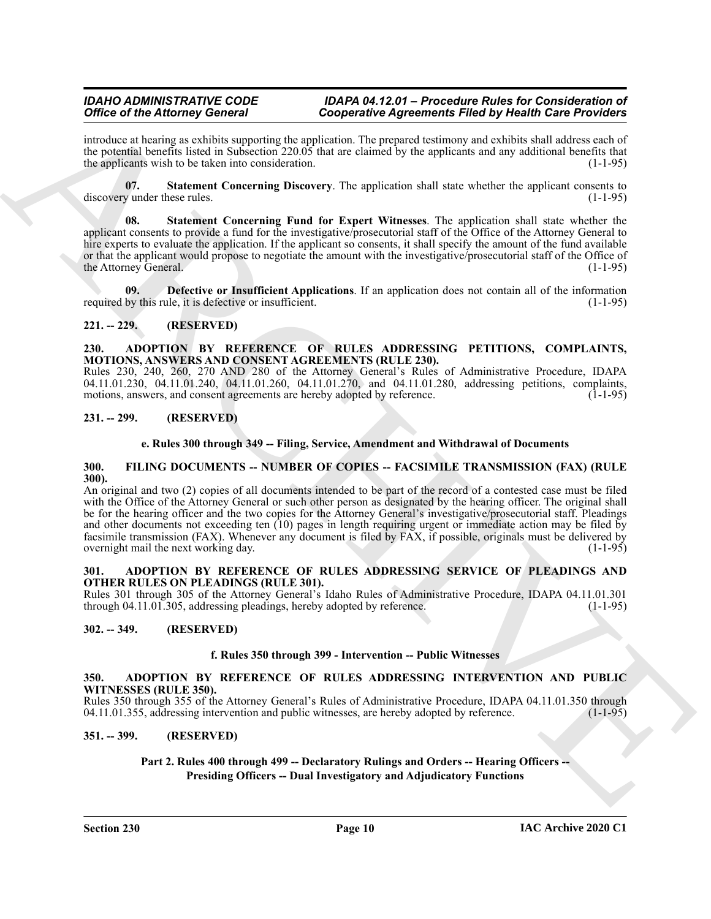introduce at hearing as exhibits supporting the application. The prepared testimony and exhibits shall address each of the potential benefits listed in Subsection 220.05 that are claimed by the applicants and any additional benefits that the applicants wish to be taken into consideration. (1-1-95)

**07. Statement Concerning Discovery**. The application shall state whether the applicant consents to discovery under these rules. (1-1-95)

**08. Statement Concerning Fund for Expert Witnesses**. The application shall state whether the applicant consents to provide a fund for the investigative/prosecutorial staff of the Office of the Attorney General to hire experts to evaluate the application. If the applicant so consents, it shall specify the amount of the fund available or that the applicant would propose to negotiate the amount with the investigative/prosecutorial staff of the Office of the Attorney General. (1-1-95)

**09. Defective or Insufficient Applications**. If an application does not contain all of the information required by this rule, it is defective or insufficient. (1-1-95)

**221. -- 229. (RESERVED)**

**230. ADOPTION BY REFERENCE OF RULES ADDRESSING PETITIONS, COMPLAINTS, MOTIONS, ANSWERS AND CONSENT AGREEMENTS (RULE 230).**

Rules 230, 240, 260, 270 AND 280 of the Attorney General's Rules of Administrative Procedure, IDAPA 04.11.01.230, 04.11.01.240, 04.11.01.260, 04.11.01.270, and 04.11.01.280, addressing petitions, complaints, motions, answers, and consent agreements are hereby adopted by reference. (1-1-95)

**231. -- 299. (RESERVED)**

**e. Rules 300 through 349 -- Filing, Service, Amendment and Withdrawal of Documents**

**300. FILING DOCUMENTS -- NUMBER OF COPIES -- FACSIMILE TRANSMISSION (FAX) (RULE 300).**

An original and two (2) copies of all documents intended to be part of the record of a contested case must be filed with the Office of the Attorney General or such other person as designated by the hearing officer. The original shall be for the hearing officer and the two copies for the Attorney General's investigative/prosecutorial staff. Pleadings and other documents not exceeding ten (10) pages in length requiring urgent or immediate action may be filed by facsimile transmission (FAX). Whenever any document is filed by FAX, if possible, originals must be delivered by overnight mail the next working day. (1-1-95)

**301. ADOPTION BY REFERENCE OF RULES ADDRESSING SERVICE OF PLEADINGS AND OTHER RULES ON PLEADINGS (RULE 301).**

Rules 301 through 305 of the Attorney General's Idaho Rules of Administrative Procedure, IDAPA 04.11.01.301 through 04.11.01.305, addressing pleadings, hereby adopted by reference. (1-1-95)

**302. -- 349. (RESERVED)**

**f. Rules 350 through 399 - Intervention -- Public Witnesses**

**350. ADOPTION BY REFERENCE OF RULES ADDRESSING INTERVENTION AND PUBLIC WITNESSES (RULE 350).**

Rules 350 through 355 of the Attorney General's Rules of Administrative Procedure, IDAPA 04.11.01.350 through 04.11.01.355, addressing intervention and public witnesses, are hereby adopted by reference. (1-1-95)

**351. -- 399. (RESERVED)**

**Part 2. Rules 400 through 499 -- Declaratory Rulings and Orders -- Hearing Officers -- Presiding Officers -- Dual Investigatory and Adjudicatory Functions**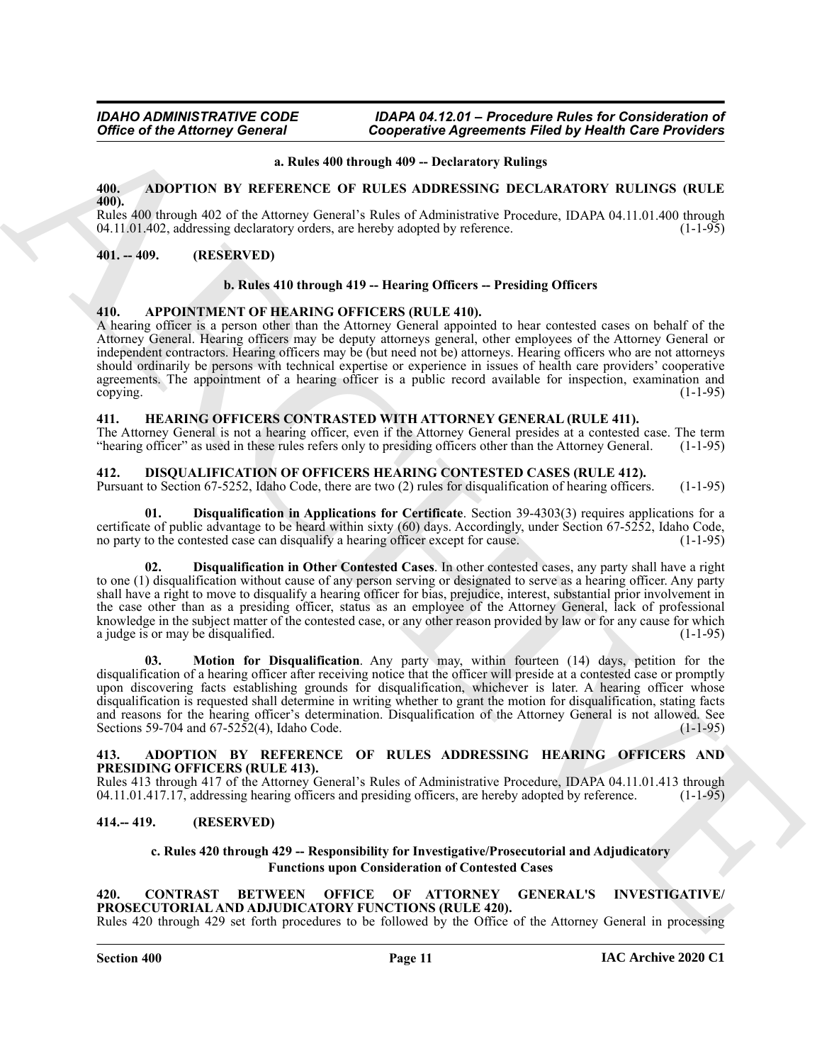**a. Rules 400 through 409 -- Declaratory Rulings**

**400. ADOPTION BY REFERENCE OF RULES ADDRESSING DECLARATORY RULINGS (RULE 400).**

Rules 400 through 402 of the Attorney General's Rules of Administrative Procedure, IDAPA 04.11.01.400 through 04.11.01.402, addressing declaratory orders, are hereby adopted by reference. (1-1-95)

**401. -- 409. (RESERVED)**

**b. Rules 410 through 419 -- Hearing Officers -- Presiding Officers**

**410. APPOINTMENT OF HEARING OFFICERS (RULE 410).**

A hearing officer is a person other than the Attorney General appointed to hear contested cases on behalf of the Attorney General. Hearing officers may be deputy attorneys general, other employees of the Attorney General or independent contractors. Hearing officers may be (but need not be) attorneys. Hearing officers who are not attorneys should ordinarily be persons with technical expertise or experience in issues of health care providers' cooperative agreements. The appointment of a hearing officer is a public record available for inspection, examination and copying. (1-1-95)

**411. HEARING OFFICERS CONTRASTED WITH ATTORNEY GENERAL (RULE 411).**

The Attorney General is not a hearing officer, even if the Attorney General presides at a contested case. The term "hearing officer" as used in these rules refers only to presiding officers other than the Attorney General. (1-1-95)

**412. DISQUALIFICATION OF OFFICERS HEARING CONTESTED CASES (RULE 412).**

Pursuant to Section 67-5252, Idaho Code, there are two (2) rules for disqualification of hearing officers. (1-1-95)

**01. Disqualification in Applications for Certificate**. Section 39-4303(3) requires applications for a certificate of public advantage to be heard within sixty (60) days. Accordingly, under Section 67-5252, Idaho Code, no party to the contested case can disqualify a hearing officer except for cause. (1-1-95)

**02. Disqualification in Other Contested Cases**. In other contested cases, any party shall have a right to one (1) disqualification without cause of any person serving or designated to serve as a hearing officer. Any party shall have a right to move to disqualify a hearing officer for bias, prejudice, interest, substantial prior involvement in the case other than as a presiding officer, status as an employee of the Attorney General, lack of professional knowledge in the subject matter of the contested case, or any other reason provided by law or for any cause for which a judge is or may be disqualified. (1-1-95)

**03. Motion for Disqualification**. Any party may, within fourteen (14) days, petition for the disqualification of a hearing officer after receiving notice that the officer will preside at a contested case or promptly upon discovering facts establishing grounds for disqualification, whichever is later. A hearing officer whose disqualification is requested shall determine in writing whether to grant the motion for disqualification, stating facts and reasons for the hearing officer's determination. Disqualification of the Attorney General is not allowed. See Sections 59-704 and 67-5252(4), Idaho Code. (1-1-95)

**413. ADOPTION BY REFERENCE OF RULES ADDRESSING HEARING OFFICERS AND PRESIDING OFFICERS (RULE 413).**

Rules 413 through 417 of the Attorney General's Rules of Administrative Procedure, IDAPA 04.11.01.413 through 04.11.01.417.17, addressing hearing officers and presiding officers, are hereby adopted by reference. (1-1-95)

**414.-- 419. (RESERVED)**

**c. Rules 420 through 429 -- Responsibility for Investigative/Prosecutorial and Adjudicatory Functions upon Consideration of Contested Cases**

**420. CONTRAST BETWEEN OFFICE OF ATTORNEY GENERAL'S INVESTIGATIVE/ PROSECUTORIAL AND ADJUDICATORY FUNCTIONS (RULE 420).**

Rules 420 through 429 set forth procedures to be followed by the Office of the Attorney General in processing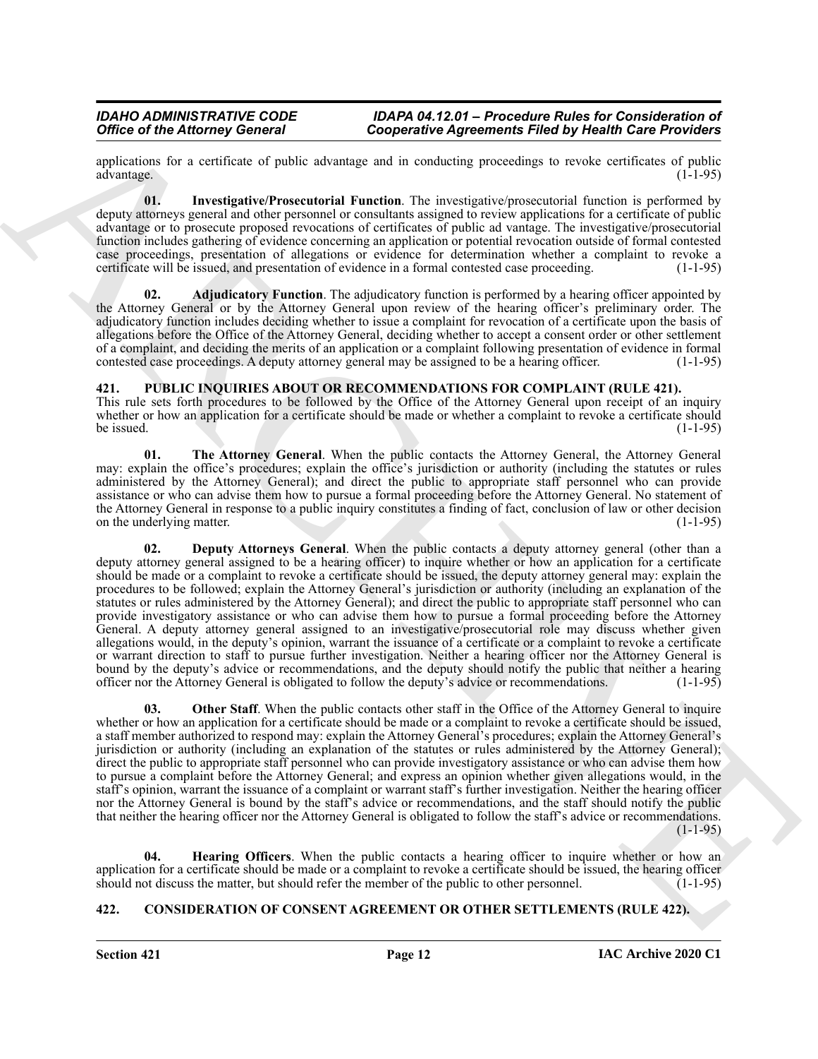applications for a certificate of public advantage and in conducting proceedings to revoke certificates of public advantage. (1-1-95)

**01. Investigative/Prosecutorial Function**. The investigative/prosecutorial function is performed by deputy attorneys general and other personnel or consultants assigned to review applications for a certificate of public advantage or to prosecute proposed revocations of certificates of public ad vantage. The investigative/prosecutorial function includes gathering of evidence concerning an application or potential revocation outside of formal contested case proceedings, presentation of allegations or evidence for determination whether a complaint to revoke a certificate will be issued, and presentation of evidence in a formal contested case proceeding. (1-1-95)

**02. Adjudicatory Function**. The adjudicatory function is performed by a hearing officer appointed by the Attorney General or by the Attorney General upon review of the hearing officer's preliminary order. The adjudicatory function includes deciding whether to issue a complaint for revocation of a certificate upon the basis of allegations before the Office of the Attorney General, deciding whether to accept a consent order or other settlement of a complaint, and deciding the merits of an application or a complaint following presentation of evidence in formal contested case proceedings. A deputy attorney general may be assigned to be a hearing officer. (1-1-95)

## 421. PUBLIC INQUIRIES ABOUT OR RECOMMENDATIONS FOR COMPLAINT (RULE 421).

This rule sets forth procedures to be followed by the Office of the Attorney General upon receipt of an inquiry whether or how an application for a certificate should be made or whether a complaint to revoke a certificate should be issued. (1-1-95)

**01. The Attorney General**. When the public contacts the Attorney General, the Attorney General may: explain the office's procedures; explain the office's jurisdiction or authority (including the statutes or rules administered by the Attorney General); and direct the public to appropriate staff personnel who can provide assistance or who can advise them how to pursue a formal proceeding before the Attorney General. No statement of the Attorney General in response to a public inquiry constitutes a finding of fact, conclusion of law or other decision on the underlying matter. (1-1-95)

**02. Deputy Attorneys General**. When the public contacts a deputy attorney general (other than a deputy attorney general assigned to be a hearing officer) to inquire whether or how an application for a certificate should be made or a complaint to revoke a certificate should be issued, the deputy attorney general may: explain the procedures to be followed; explain the Attorney General's jurisdiction or authority (including an explanation of the statutes or rules administered by the Attorney General); and direct the public to appropriate staff personnel who can provide investigatory assistance or who can advise them how to pursue a formal proceeding before the Attorney General. A deputy attorney general assigned to an investigative/prosecutorial role may discuss whether given allegations would, in the deputy's opinion, warrant the issuance of a certificate or a complaint to revoke a certificate or warrant direction to staff to pursue further investigation. Neither a hearing officer nor the Attorney General is bound by the deputy's advice or recommendations, and the deputy should notify the public that neither a hearing officer nor the Attorney General is obligated to follow the deputy's advice or recommendations. (1-1-95)

**03. Other Staff**. When the public contacts other staff in the Office of the Attorney General to inquire whether or how an application for a certificate should be made or a complaint to revoke a certificate should be issued, a staff member authorized to respond may: explain the Attorney General's procedures; explain the Attorney General's jurisdiction or authority (including an explanation of the statutes or rules administered by the Attorney General); direct the public to appropriate staff personnel who can provide investigatory assistance or who can advise them how to pursue a complaint before the Attorney General; and express an opinion whether given allegations would, in the staff's opinion, warrant the issuance of a complaint or warrant staff's further investigation. Neither the hearing officer nor the Attorney General is bound by the staff's advice or recommendations, and the staff should notify the public that neither the hearing officer nor the Attorney General is obligated to follow the staff's advice or recommendations. (1-1-95)

**04. Hearing Officers**. When the public contacts a hearing officer to inquire whether or how an application for a certificate should be made or a complaint to revoke a certificate should be issued, the hearing officer should not discuss the matter, but should refer the member of the public to other personnel. (1-1-95)

## 422. CONSIDERATION OF CONSENT AGREEMENT OR OTHER SETTLEMENTS (RULE 422).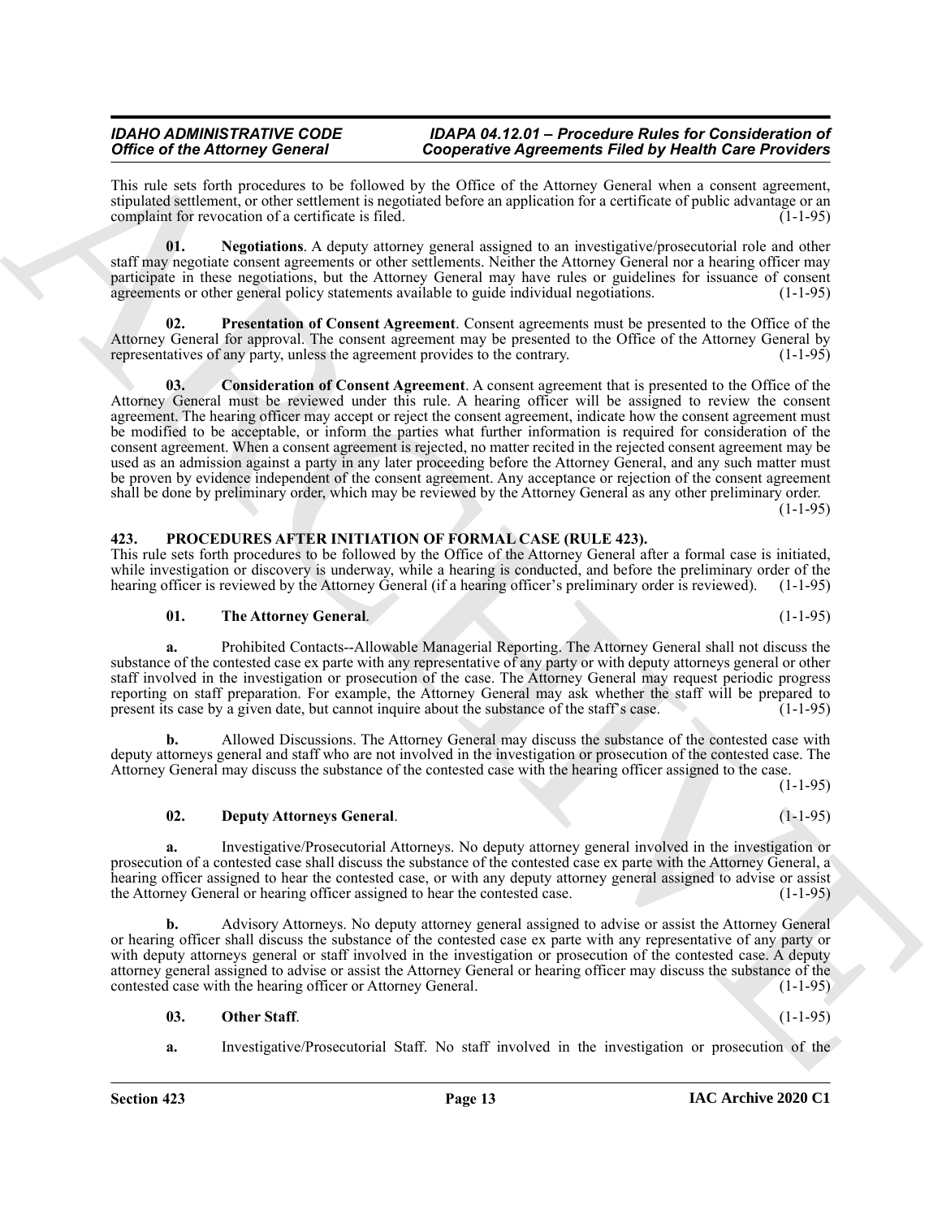This rule sets forth procedures to be followed by the Office of the Attorney General when a consent agreement, stipulated settlement, or other settlement is negotiated before an application for a certificate of public advantage or an complaint for revocation of a certificate is filed. (1-1-95)

**01. Negotiations**. A deputy attorney general assigned to an investigative/prosecutorial role and other staff may negotiate consent agreements or other settlements. Neither the Attorney General nor a hearing officer may participate in these negotiations, but the Attorney General may have rules or guidelines for issuance of consent agreements or other general policy statements available to guide individual negotiations. (1-1-95)

**02. Presentation of Consent Agreement**. Consent agreements must be presented to the Office of the Attorney General for approval. The consent agreement may be presented to the Office of the Attorney General by representatives of any party, unless the agreement provides to the contrary. (1-1-95)

**03. Consideration of Consent Agreement**. A consent agreement that is presented to the Office of the Attorney General must be reviewed under this rule. A hearing officer will be assigned to review the consent agreement. The hearing officer may accept or reject the consent agreement, indicate how the consent agreement must be modified to be acceptable, or inform the parties what further information is required for consideration of the consent agreement. When a consent agreement is rejected, no matter recited in the rejected consent agreement may be used as an admission against a party in any later proceeding before the Attorney General, and any such matter must be proven by evidence independent of the consent agreement. Any acceptance or rejection of the consent agreement shall be done by preliminary order, which may be reviewed by the Attorney General as any other preliminary order. (1-1-95)

### 423. PROCEDURES AFTER INITIATION OF FORMAL CASE (RULE 423).

This rule sets forth procedures to be followed by the Office of the Attorney General after a formal case is initiated, while investigation or discovery is underway, while a hearing is conducted, and before the preliminary order of the hearing officer is reviewed by the Attorney General (if a hearing officer's preliminary order is reviewed). (1-1-95)

**01. The Attorney General**. (1-1-95)

**a.** Prohibited Contacts--Allowable Managerial Reporting. The Attorney General shall not discuss the substance of the contested case ex parte with any representative of any party or with deputy attorneys general or other staff involved in the investigation or prosecution of the case. The Attorney General may request periodic progress reporting on staff preparation. For example, the Attorney General may ask whether the staff will be prepared to present its case by a given date, but cannot inquire about the substance of the staff's case. (1-1-95)

**b.** Allowed Discussions. The Attorney General may discuss the substance of the contested case with deputy attorneys general and staff who are not involved in the investigation or prosecution of the contested case. The Attorney General may discuss the substance of the contested case with the hearing officer assigned to the case. (1-1-95)

**02. Deputy Attorneys General**. (1-1-95)

**a.** Investigative/Prosecutorial Attorneys. No deputy attorney general involved in the investigation or prosecution of a contested case shall discuss the substance of the contested case ex parte with the Attorney General, a hearing officer assigned to hear the contested case, or with any deputy attorney general assigned to advise or assist the Attorney General or hearing officer assigned to hear the contested case. (1-1-95)

**b.** Advisory Attorneys. No deputy attorney general assigned to advise or assist the Attorney General or hearing officer shall discuss the substance of the contested case ex parte with any representative of any party or with deputy attorneys general or staff involved in the investigation or prosecution of the contested case. A deputy attorney general assigned to advise or assist the Attorney General or hearing officer may discuss the substance of the contested case with the hearing officer or Attorney General. (1-1-95)

**03. Other Staff**. (1-1-95)

**a.** Investigative/Prosecutorial Staff. No staff involved in the investigation or prosecution of the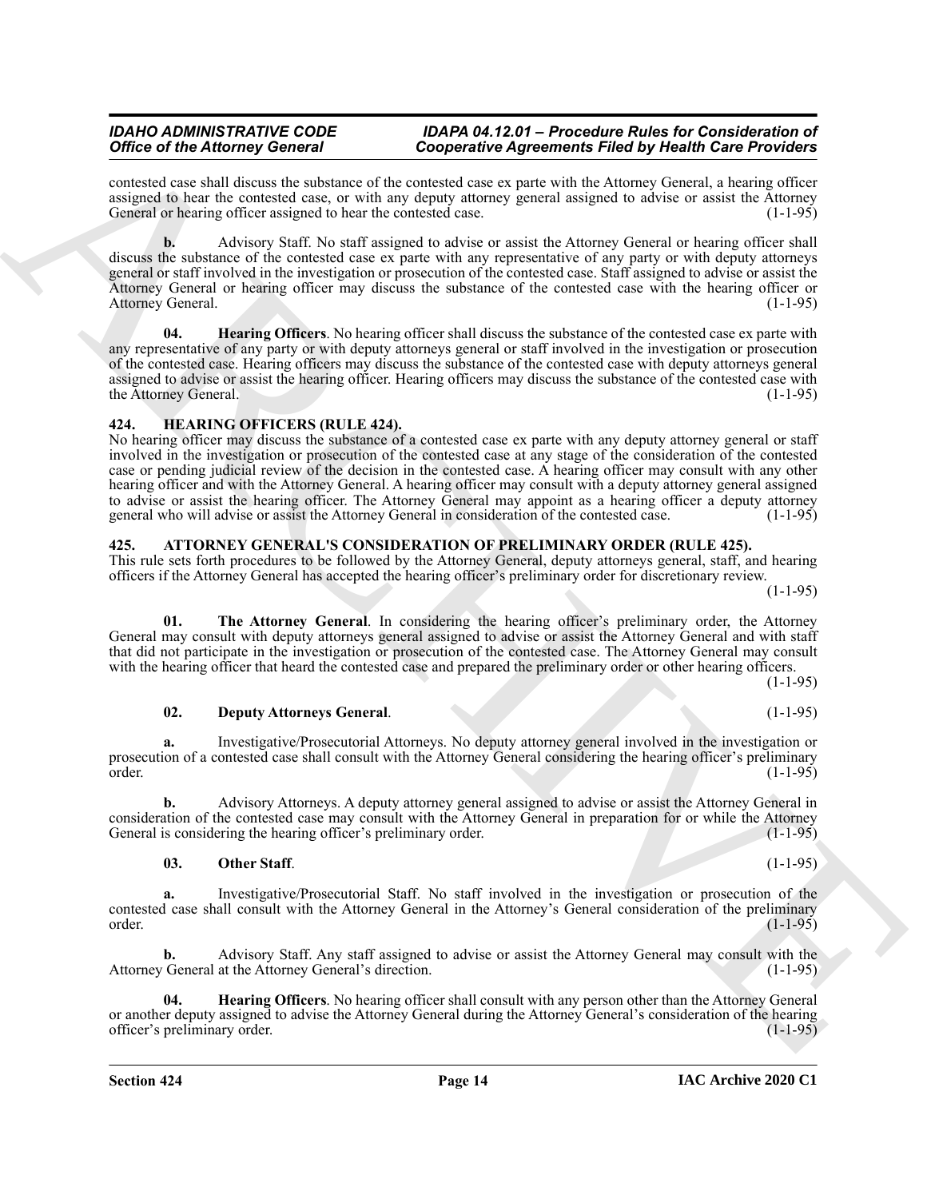contested case shall discuss the substance of the contested case ex parte with the Attorney General, a hearing officer assigned to hear the contested case, or with any deputy attorney general assigned to advise or assist the Attorney General or hearing officer assigned to hear the contested case. (1-1-95)

**b.** Advisory Staff. No staff assigned to advise or assist the Attorney General or hearing officer shall discuss the substance of the contested case ex parte with any representative of any party or with deputy attorneys general or staff involved in the investigation or prosecution of the contested case. Staff assigned to advise or assist the Attorney General or hearing officer may discuss the substance of the contested case with the hearing officer or Attorney General. (1-1-95)

**04. Hearing Officers**. No hearing officer shall discuss the substance of the contested case ex parte with any representative of any party or with deputy attorneys general or staff involved in the investigation or prosecution of the contested case. Hearing officers may discuss the substance of the contested case with deputy attorneys general assigned to advise or assist the hearing officer. Hearing officers may discuss the substance of the contested case with the Attorney General. (1-1-95)

## 424. HEARING OFFICERS (RULE 424).

No hearing officer may discuss the substance of a contested case ex parte with any deputy attorney general or staff involved in the investigation or prosecution of the contested case at any stage of the consideration of the contested case or pending judicial review of the decision in the contested case. A hearing officer may consult with any other hearing officer and with the Attorney General. A hearing officer may consult with a deputy attorney general assigned to advise or assist the hearing officer. The Attorney General may appoint as a hearing officer a deputy attorney general who will advise or assist the Attorney General in consideration of the contested case. (1-1-95)

## 425. ATTORNEY GENERAL'S CONSIDERATION OF PRELIMINARY ORDER (RULE 425).

This rule sets forth procedures to be followed by the Attorney General, deputy attorneys general, staff, and hearing officers if the Attorney General has accepted the hearing officer's preliminary order for discretionary review. (1-1-95)

**01. The Attorney General**. In considering the hearing officer's preliminary order, the Attorney General may consult with deputy attorneys general assigned to advise or assist the Attorney General and with staff that did not participate in the investigation or prosecution of the contested case. The Attorney General may consult with the hearing officer that heard the contested case and prepared the preliminary order or other hearing officers. (1-1-95)

**02. Deputy Attorneys General**. (1-1-95)

**a.** Investigative/Prosecutorial Attorneys. No deputy attorney general involved in the investigation or prosecution of a contested case shall consult with the Attorney General considering the hearing officer's preliminary order. (1-1-95)

**b.** Advisory Attorneys. A deputy attorney general assigned to advise or assist the Attorney General in consideration of the contested case may consult with the Attorney General in preparation for or while the Attorney General is considering the hearing officer's preliminary order. (1-1-95)

**03. Other Staff**. (1-1-95)

**a.** Investigative/Prosecutorial Staff. No staff involved in the investigation or prosecution of the contested case shall consult with the Attorney General in the Attorney's General consideration of the preliminary order. (1-1-95)

**b.** Advisory Staff. Any staff assigned to advise or assist the Attorney General may consult with the Attorney General at the Attorney General's direction. (1-1-95)

**04. Hearing Officers**. No hearing officer shall consult with any person other than the Attorney General or another deputy assigned to advise the Attorney General during the Attorney General's consideration of the hearing officer's preliminary order. (1-1-95)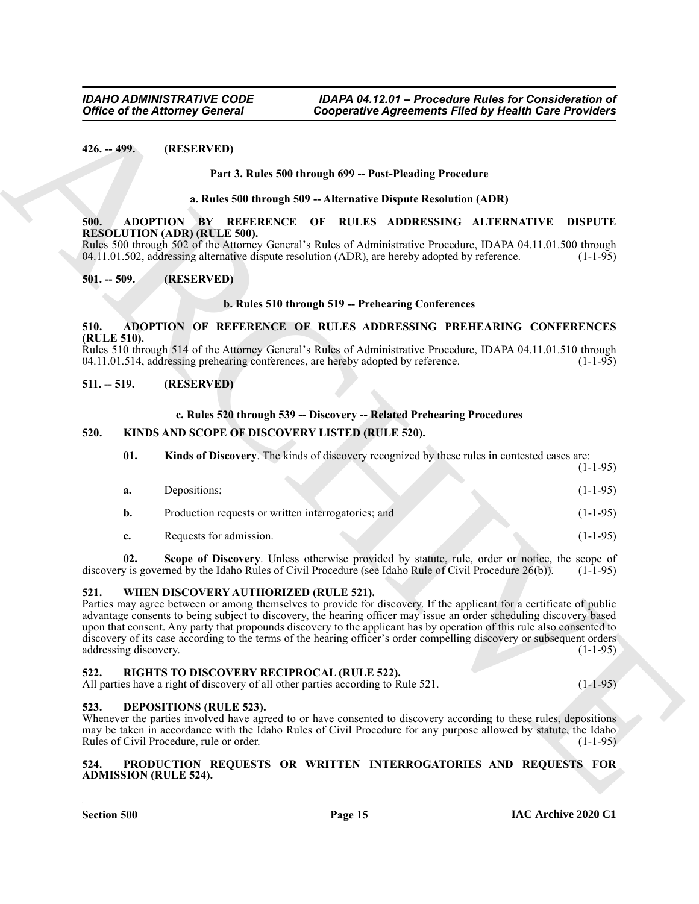**426. -- 499. (RESERVED)**

## Part 3. Rules 500 through 699 -- Post-Pleading Procedure

### a. Rules 500 through 509 -- Alternative Dispute Resolution (ADR)

**500. ADOPTION BY REFERENCE OF RULES ADDRESSING ALTERNATIVE DISPUTE RESOLUTION (ADR) (RULE 500).**

Rules 500 through 502 of the Attorney General's Rules of Administrative Procedure, IDAPA 04.11.01.500 through 04.11.01.502, addressing alternative dispute resolution (ADR), are hereby adopted by reference. (1-1-95)

**501. -- 509. (RESERVED)**

### b. Rules 510 through 519 -- Prehearing Conferences

**510. ADOPTION OF REFERENCE OF RULES ADDRESSING PREHEARING CONFERENCES (RULE 510).**

Rules 510 through 514 of the Attorney General's Rules of Administrative Procedure, IDAPA 04.11.01.510 through 04.11.01.514, addressing prehearing conferences, are hereby adopted by reference. (1-1-95)

**511. -- 519. (RESERVED)**

### c. Rules 520 through 539 -- Discovery -- Related Prehearing Procedures

**520. KINDS AND SCOPE OF DISCOVERY LISTED (RULE 520).**

**01. Kinds of Discovery**. The kinds of discovery recognized by these rules in contested cases are: (1-1-95)

**a.** Depositions; (1-1-95)

**b.** Production requests or written interrogatories; and (1-1-95)

**c.** Requests for admission. (1-1-95)

**02. Scope of Discovery**. Unless otherwise provided by statute, rule, order or notice, the scope of discovery is governed by the Idaho Rules of Civil Procedure (see Idaho Rule of Civil Procedure 26(b)). (1-1-95)

**521. WHEN DISCOVERY AUTHORIZED (RULE 521).**

Parties may agree between or among themselves to provide for discovery. If the applicant for a certificate of public advantage consents to being subject to discovery, the hearing officer may issue an order scheduling discovery based upon that consent. Any party that propounds discovery to the applicant has by operation of this rule also consented to discovery of its case according to the terms of the hearing officer's order compelling discovery or subsequent orders addressing discovery. (1-1-95)

**522. RIGHTS TO DISCOVERY RECIPROCAL (RULE 522).**

All parties have a right of discovery of all other parties according to Rule 521. (1-1-95)

**523. DEPOSITIONS (RULE 523).**

Whenever the parties involved have agreed to or have consented to discovery according to these rules, depositions may be taken in accordance with the Idaho Rules of Civil Procedure for any purpose allowed by statute, the Idaho Rules of Civil Procedure, rule or order. (1-1-95)

**524. PRODUCTION REQUESTS OR WRITTEN INTERROGATORIES AND REQUESTS FOR ADMISSION (RULE 524).**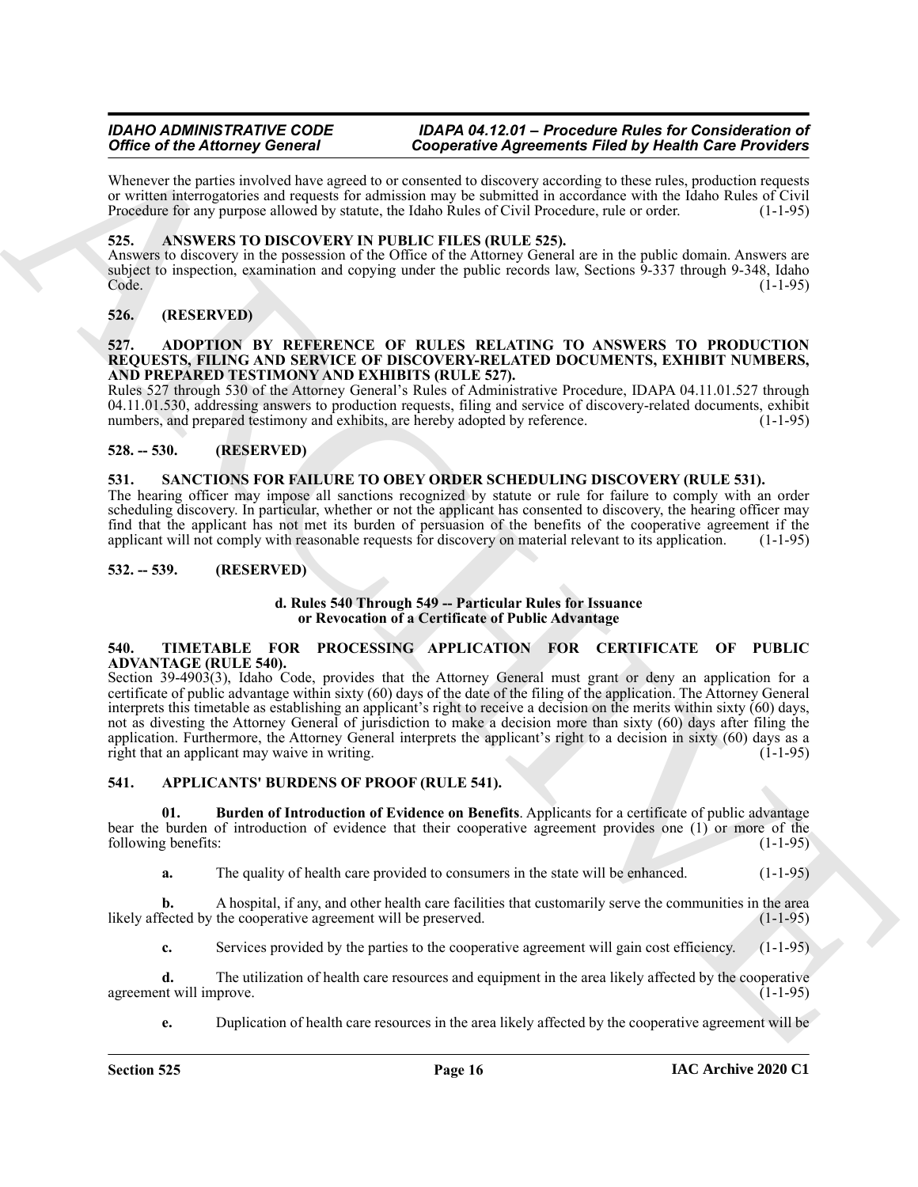Whenever the parties involved have agreed to or consented to discovery according to these rules, production requests or written interrogatories and requests for admission may be submitted in accordance with the Idaho Rules of Civil Procedure for any purpose allowed by statute, the Idaho Rules of Civil Procedure, rule or order. (1-1-95)

### 525. ANSWERS TO DISCOVERY IN PUBLIC FILES (RULE 525).

Answers to discovery in the possession of the Office of the Attorney General are in the public domain. Answers are subject to inspection, examination and copying under the public records law, Sections 9-337 through 9-348, Idaho Code. (1-1-95)

### 526. (RESERVED)

### 527. ADOPTION BY REFERENCE OF RULES RELATING TO ANSWERS TO PRODUCTION REQUESTS, FILING AND SERVICE OF DISCOVERY-RELATED DOCUMENTS, EXHIBIT NUMBERS, AND PREPARED TESTIMONY AND EXHIBITS (RULE 527).

Rules 527 through 530 of the Attorney General's Rules of Administrative Procedure, IDAPA 04.11.01.527 through 04.11.01.530, addressing answers to production requests, filing and service of discovery-related documents, exhibit numbers, and prepared testimony and exhibits, are hereby adopted by reference. (1-1-95)

### 528. -- 530. (RESERVED)

### 531. SANCTIONS FOR FAILURE TO OBEY ORDER SCHEDULING DISCOVERY (RULE 531).

The hearing officer may impose all sanctions recognized by statute or rule for failure to comply with an order scheduling discovery. In particular, whether or not the applicant has consented to discovery, the hearing officer may find that the applicant has not met its burden of persuasion of the benefits of the cooperative agreement if the applicant will not comply with reasonable requests for discovery on material relevant to its application. (1-1-95)

### 532. -- 539. (RESERVED)

## d. Rules 540 Through 549 -- Particular Rules for Issuance or Revocation of a Certificate of Public Advantage

### 540. TIMETABLE FOR PROCESSING APPLICATION FOR CERTIFICATE OF PUBLIC ADVANTAGE (RULE 540).

Section 39-4903(3), Idaho Code, provides that the Attorney General must grant or deny an application for a certificate of public advantage within sixty (60) days of the date of the filing of the application. The Attorney General interprets this timetable as establishing an applicant's right to receive a decision on the merits within sixty (60) days, not as divesting the Attorney General of jurisdiction to make a decision more than sixty (60) days after filing the application. Furthermore, the Attorney General interprets the applicant's right to a decision in sixty (60) days as a right that an applicant may waive in writing. (1-1-95)

### 541. APPLICANTS' BURDENS OF PROOF (RULE 541).

**01. Burden of Introduction of Evidence on Benefits**. Applicants for a certificate of public advantage bear the burden of introduction of evidence that their cooperative agreement provides one (1) or more of the following benefits: (1-1-95)

**a.** The quality of health care provided to consumers in the state will be enhanced. (1-1-95)

**b.** A hospital, if any, and other health care facilities that customarily serve the communities in the area likely affected by the cooperative agreement will be preserved. (1-1-95)

**c.** Services provided by the parties to the cooperative agreement will gain cost efficiency. (1-1-95)

**d.** The utilization of health care resources and equipment in the area likely affected by the cooperative agreement will improve. (1-1-95)

**e.** Duplication of health care resources in the area likely affected by the cooperative agreement will be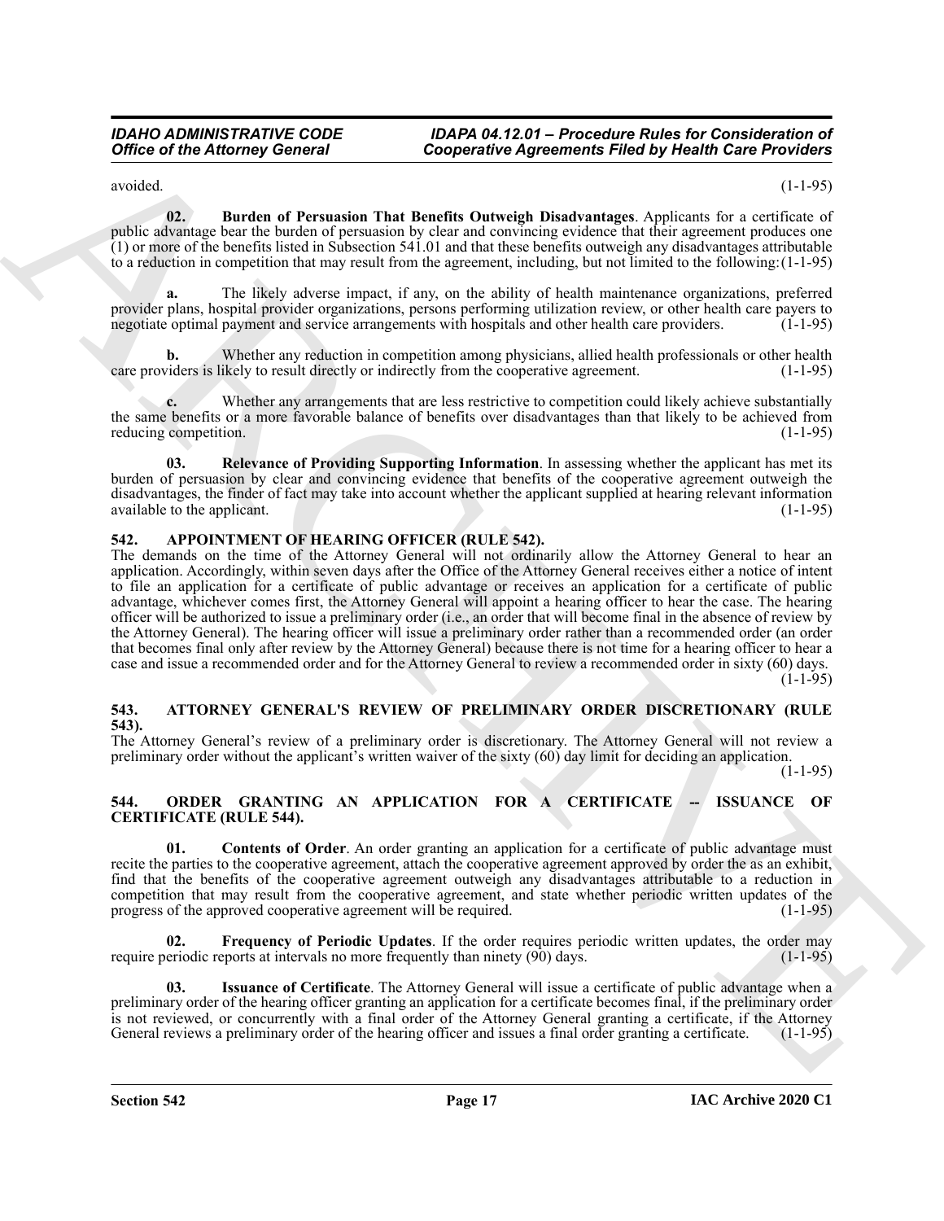avoided. (1-1-95)

**02. Burden of Persuasion That Benefits Outweigh Disadvantages**. Applicants for a certificate of public advantage bear the burden of persuasion by clear and convincing evidence that their agreement produces one (1) or more of the benefits listed in Subsection 541.01 and that these benefits outweigh any disadvantages attributable to a reduction in competition that may result from the agreement, including, but not limited to the following: (1-1-95)

**a.** The likely adverse impact, if any, on the ability of health maintenance organizations, preferred provider plans, hospital provider organizations, persons performing utilization review, or other health care payers to negotiate optimal payment and service arrangements with hospitals and other health care providers. (1-1-95)

**b.** Whether any reduction in competition among physicians, allied health professionals or other health care providers is likely to result directly or indirectly from the cooperative agreement. (1-1-95)

**c.** Whether any arrangements that are less restrictive to competition could likely achieve substantially the same benefits or a more favorable balance of benefits over disadvantages than that likely to be achieved from reducing competition. (1-1-95)

**03. Relevance of Providing Supporting Information**. In assessing whether the applicant has met its burden of persuasion by clear and convincing evidence that benefits of the cooperative agreement outweigh the disadvantages, the finder of fact may take into account whether the applicant supplied at hearing relevant information available to the applicant. (1-1-95)

## 542. APPOINTMENT OF HEARING OFFICER (RULE 542).

The demands on the time of the Attorney General will not ordinarily allow the Attorney General to hear an application. Accordingly, within seven days after the Office of the Attorney General receives either a notice of intent to file an application for a certificate of public advantage or receives an application for a certificate of public advantage, whichever comes first, the Attorney General will appoint a hearing officer to hear the case. The hearing officer will be authorized to issue a preliminary order (i.e., an order that will become final in the absence of review by the Attorney General). The hearing officer will issue a preliminary order rather than a recommended order (an order that becomes final only after review by the Attorney General) because there is not time for a hearing officer to hear a case and issue a recommended order and for the Attorney General to review a recommended order in sixty (60) days. (1-1-95)

## 543. ATTORNEY GENERAL'S REVIEW OF PRELIMINARY ORDER DISCRETIONARY (RULE 543).

The Attorney General's review of a preliminary order is discretionary. The Attorney General will not review a preliminary order without the applicant's written waiver of the sixty (60) day limit for deciding an application. (1-1-95)

## 544. ORDER GRANTING AN APPLICATION FOR A CERTIFICATE -- ISSUANCE OF CERTIFICATE (RULE 544).

**01. Contents of Order**. An order granting an application for a certificate of public advantage must recite the parties to the cooperative agreement, attach the cooperative agreement approved by order the as an exhibit, find that the benefits of the cooperative agreement outweigh any disadvantages attributable to a reduction in competition that may result from the cooperative agreement, and state whether periodic written updates of the progress of the approved cooperative agreement will be required. (1-1-95)

**02. Frequency of Periodic Updates**. If the order requires periodic written updates, the order may require periodic reports at intervals no more frequently than ninety (90) days. (1-1-95)

**03. Issuance of Certificate**. The Attorney General will issue a certificate of public advantage when a preliminary order of the hearing officer granting an application for a certificate becomes final, if the preliminary order is not reviewed, or concurrently with a final order of the Attorney General granting a certificate, if the Attorney General reviews a preliminary order of the hearing officer and issues a final order granting a certificate. (1-1-95)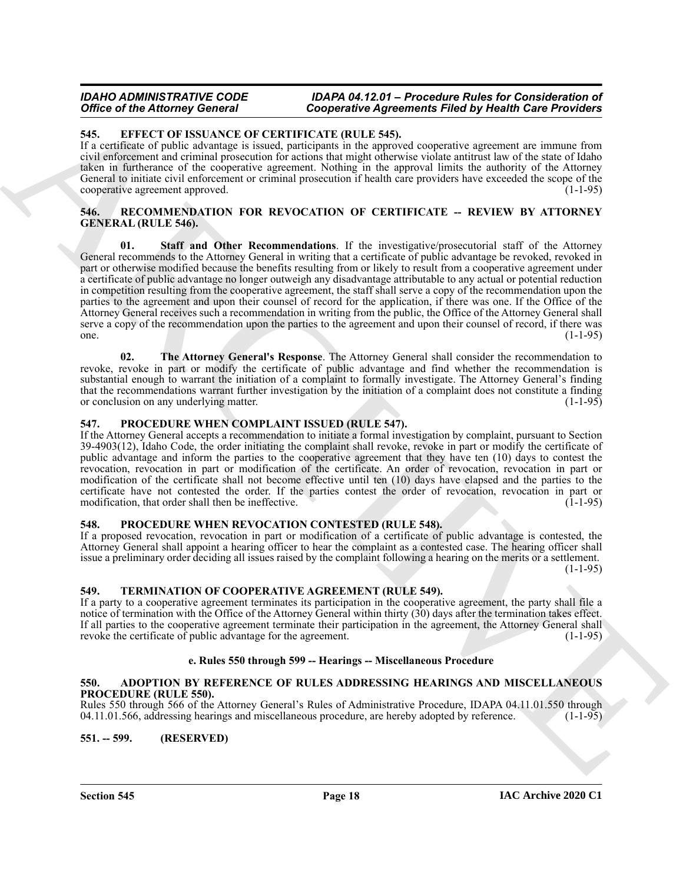### 545. EFFECT OF ISSUANCE OF CERTIFICATE (RULE 545).

If a certificate of public advantage is issued, participants in the approved cooperative agreement are immune from civil enforcement and criminal prosecution for actions that might otherwise violate antitrust law of the state of Idaho taken in furtherance of the cooperative agreement. Nothing in the approval limits the authority of the Attorney General to initiate civil enforcement or criminal prosecution if health care providers have exceeded the scope of the cooperative agreement approved. (1-1-95)

### 546. RECOMMENDATION FOR REVOCATION OF CERTIFICATE -- REVIEW BY ATTORNEY GENERAL (RULE 546).

**01. Staff and Other Recommendations**. If the investigative/prosecutorial staff of the Attorney General recommends to the Attorney General in writing that a certificate of public advantage be revoked, revoked in part or otherwise modified because the benefits resulting from or likely to result from a cooperative agreement under a certificate of public advantage no longer outweigh any disadvantage attributable to any actual or potential reduction in competition resulting from the cooperative agreement, the staff shall serve a copy of the recommendation upon the parties to the agreement and upon their counsel of record for the application, if there was one. If the Office of the Attorney General receives such a recommendation in writing from the public, the Office of the Attorney General shall serve a copy of the recommendation upon the parties to the agreement and upon their counsel of record, if there was one. (1-1-95)

**02. The Attorney General's Response**. The Attorney General shall consider the recommendation to revoke, revoke in part or modify the certificate of public advantage and find whether the recommendation is substantial enough to warrant the initiation of a complaint to formally investigate. The Attorney General's finding that the recommendations warrant further investigation by the initiation of a complaint does not constitute a finding or conclusion on any underlying matter. (1-1-95)

### 547. PROCEDURE WHEN COMPLAINT ISSUED (RULE 547).

If the Attorney General accepts a recommendation to initiate a formal investigation by complaint, pursuant to Section 39-4903(12), Idaho Code, the order initiating the complaint shall revoke, revoke in part or modify the certificate of public advantage and inform the parties to the cooperative agreement that they have ten (10) days to contest the revocation, revocation in part or modification of the certificate. An order of revocation, revocation in part or modification of the certificate shall not become effective until ten (10) days have elapsed and the parties to the certificate have not contested the order. If the parties contest the order of revocation, revocation in part or modification, that order shall then be ineffective. (1-1-95)

### 548. PROCEDURE WHEN REVOCATION CONTESTED (RULE 548).

If a proposed revocation, revocation in part or modification of a certificate of public advantage is contested, the Attorney General shall appoint a hearing officer to hear the complaint as a contested case. The hearing officer shall issue a preliminary order deciding all issues raised by the complaint following a hearing on the merits or a settlement. (1-1-95)

### 549. TERMINATION OF COOPERATIVE AGREEMENT (RULE 549).

If a party to a cooperative agreement terminates its participation in the cooperative agreement, the party shall file a notice of termination with the Office of the Attorney General within thirty (30) days after the termination takes effect. If all parties to the cooperative agreement terminate their participation in the agreement, the Attorney General shall revoke the certificate of public advantage for the agreement. (1-1-95)

#### e. Rules 550 through 599 -- Hearings -- Miscellaneous Procedure

### 550. ADOPTION BY REFERENCE OF RULES ADDRESSING HEARINGS AND MISCELLANEOUS PROCEDURE (RULE 550).

Rules 550 through 566 of the Attorney General's Rules of Administrative Procedure, IDAPA 04.11.01.550 through 04.11.01.566, addressing hearings and miscellaneous procedure, are hereby adopted by reference. (1-1-95)

### 551. -- 599. (RESERVED)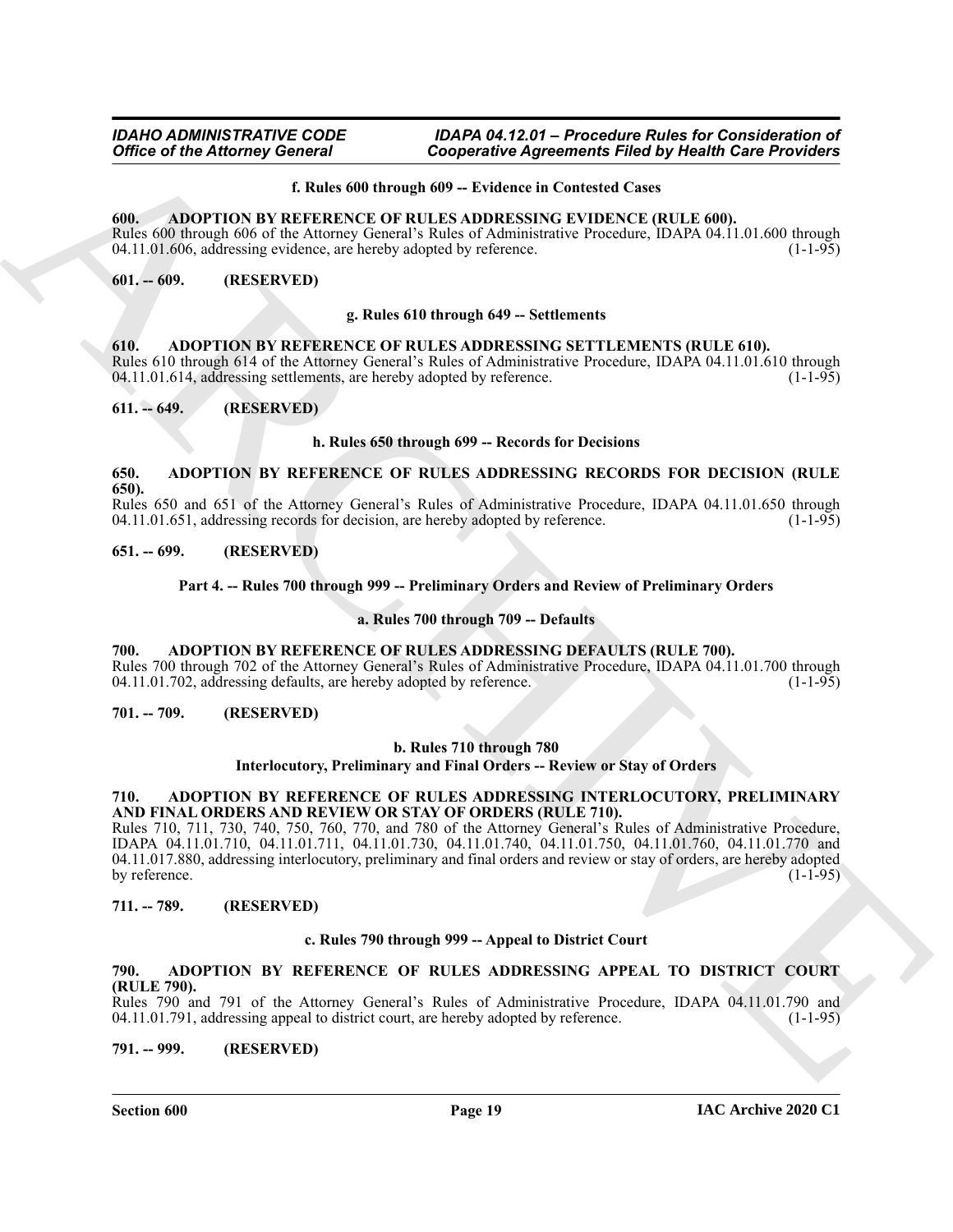**f. Rules 600 through 609 -- Evidence in Contested Cases**

**600. ADOPTION BY REFERENCE OF RULES ADDRESSING EVIDENCE (RULE 600).**
Rules 600 through 606 of the Attorney General's Rules of Administrative Procedure, IDAPA 04.11.01.600 through 04.11.01.606, addressing evidence, are hereby adopted by reference. (1-1-95)

**601. -- 609. (RESERVED)**

**g. Rules 610 through 649 -- Settlements**

**610. ADOPTION BY REFERENCE OF RULES ADDRESSING SETTLEMENTS (RULE 610).**
Rules 610 through 614 of the Attorney General's Rules of Administrative Procedure, IDAPA 04.11.01.610 through 04.11.01.614, addressing settlements, are hereby adopted by reference. (1-1-95)

**611. -- 649. (RESERVED)**

**h. Rules 650 through 699 -- Records for Decisions**

**650. ADOPTION BY REFERENCE OF RULES ADDRESSING RECORDS FOR DECISION (RULE 650).**
Rules 650 and 651 of the Attorney General's Rules of Administrative Procedure, IDAPA 04.11.01.650 through 04.11.01.651, addressing records for decision, are hereby adopted by reference. (1-1-95)

**651. -- 699. (RESERVED)**

**Part 4. -- Rules 700 through 999 -- Preliminary Orders and Review of Preliminary Orders**

**a. Rules 700 through 709 -- Defaults**

**700. ADOPTION BY REFERENCE OF RULES ADDRESSING DEFAULTS (RULE 700).**
Rules 700 through 702 of the Attorney General's Rules of Administrative Procedure, IDAPA 04.11.01.700 through 04.11.01.702, addressing defaults, are hereby adopted by reference. (1-1-95)

**701. -- 709. (RESERVED)**

**b. Rules 710 through 780**
**Interlocutory, Preliminary and Final Orders -- Review or Stay of Orders**

**710. ADOPTION BY REFERENCE OF RULES ADDRESSING INTERLOCUTORY, PRELIMINARY AND FINAL ORDERS AND REVIEW OR STAY OF ORDERS (RULE 710).**
Rules 710, 711, 730, 740, 750, 760, 770, and 780 of the Attorney General's Rules of Administrative Procedure, IDAPA 04.11.01.710, 04.11.01.711, 04.11.01.730, 04.11.01.740, 04.11.01.750, 04.11.01.760, 04.11.01.770 and 04.11.017.880, addressing interlocutory, preliminary and final orders and review or stay of orders, are hereby adopted by reference. (1-1-95)

**711. -- 789. (RESERVED)**

**c. Rules 790 through 999 -- Appeal to District Court**

**790. ADOPTION BY REFERENCE OF RULES ADDRESSING APPEAL TO DISTRICT COURT (RULE 790).**
Rules 790 and 791 of the Attorney General's Rules of Administrative Procedure, IDAPA 04.11.01.790 and 04.11.01.791, addressing appeal to district court, are hereby adopted by reference. (1-1-95)

**791. -- 999. (RESERVED)**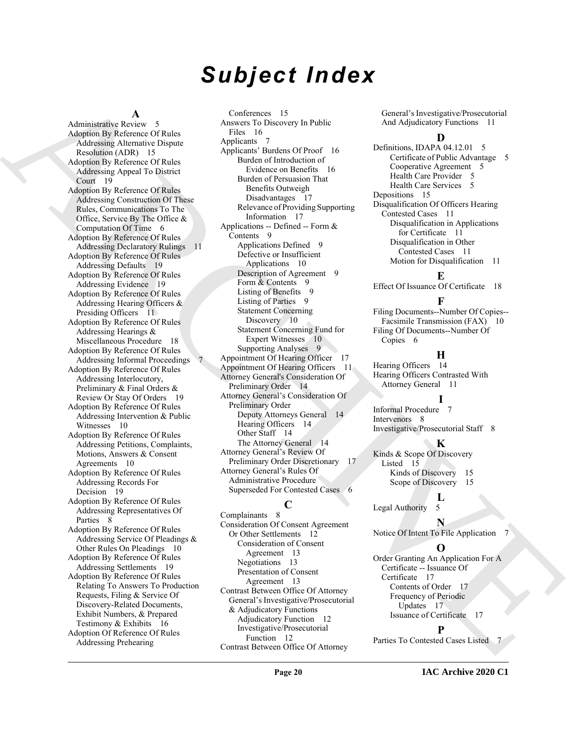# Subject Index

## A

Administrative Review 5
Adoption By Reference Of Rules Addressing Alternative Dispute Resolution (ADR) 15
Adoption By Reference Of Rules Addressing Appeal To District Court 19
Adoption By Reference Of Rules Addressing Construction Of These Rules, Communications To The Office, Service By The Office & Computation Of Time 6
Adoption By Reference Of Rules Addressing Declaratory Rulings 11
Adoption By Reference Of Rules Addressing Defaults 19
Adoption By Reference Of Rules Addressing Evidence 19
Adoption By Reference Of Rules Addressing Hearing Officers & Presiding Officers 11
Adoption By Reference Of Rules Addressing Hearings & Miscellaneous Procedure 18
Adoption By Reference Of Rules Addressing Informal Proceedings 7
Adoption By Reference Of Rules Addressing Interlocutory, Preliminary & Final Orders & Review Or Stay Of Orders 19
Adoption By Reference Of Rules Addressing Intervention & Public Witnesses 10
Adoption By Reference Of Rules Addressing Petitions, Complaints, Motions, Answers & Consent Agreements 10
Adoption By Reference Of Rules Addressing Records For Decision 19
Adoption By Reference Of Rules Addressing Representatives Of Parties 8
Adoption By Reference Of Rules Addressing Service Of Pleadings & Other Rules On Pleadings 10
Adoption By Reference Of Rules Addressing Settlements 19
Adoption By Reference Of Rules Relating To Answers To Production Requests, Filing & Service Of Discovery-Related Documents, Exhibit Numbers, & Prepared Testimony & Exhibits 16
Adoption Of Reference Of Rules Addressing Prehearing Conferences 15
Answers To Discovery In Public Files 16
Applicants 7
Applicants' Burdens Of Proof 16
- Burden of Introduction of Evidence on Benefits 16
- Burden of Persuasion That Benefits Outweigh Disadvantages 17
- Relevance of Providing Supporting Information 17

Applications -- Defined -- Form & Contents 9
- Applications Defined 9
- Defective or Insufficient Applications 10
- Description of Agreement 9
- Form & Contents 9
- Listing of Benefits 9
- Listing of Parties 9
- Statement Concerning Discovery 10
- Statement Concerning Fund for Expert Witnesses 10
- Supporting Analyses 9

Appointment Of Hearing Officer 17
Appointment Of Hearing Officers 11
Attorney General's Consideration Of Preliminary Order 14
Attorney General's Consideration Of Preliminary Order
- Deputy Attorneys General 14
- Hearing Officers 14
- Other Staff 14
- The Attorney General 14

Attorney General's Review Of Preliminary Order Discretionary 17
Attorney General's Rules Of Administrative Procedure Superseded For Contested Cases 6

## C

Complainants 8
Consideration Of Consent Agreement Or Other Settlements 12
- Consideration of Consent Agreement 13
- Negotiations 13
- Presentation of Consent Agreement 13

Contrast Between Office Of Attorney General's Investigative/Prosecutorial & Adjudicatory Functions
- Adjudicatory Function 12
- Investigative/Prosecutorial Function 12

Contrast Between Office Of Attorney General's Investigative/Prosecutorial And Adjudicatory Functions 11

## D

Definitions, IDAPA 04.12.01 5
- Certificate of Public Advantage 5
- Cooperative Agreement 5
- Health Care Provider 5
- Health Care Services 5

Depositions 15
Disqualification Of Officers Hearing Contested Cases 11
- Disqualification in Applications for Certificate 11
- Disqualification in Other Contested Cases 11
- Motion for Disqualification 11

## E

Effect Of Issuance Of Certificate 18

## F

Filing Documents--Number Of Copies--Facsimile Transmission (FAX) 10
Filing Of Documents--Number Of Copies 6

## H

Hearing Officers 14
Hearing Officers Contrasted With Attorney General 11

## I

Informal Procedure 7
Intervenors 8
Investigative/Prosecutorial Staff 8

## K

Kinds & Scope Of Discovery Listed 15
- Kinds of Discovery 15
- Scope of Discovery 15

## L

Legal Authority 5

## N

Notice Of Intent To File Application 7

## O

Order Granting An Application For A Certificate -- Issuance Of Certificate 17
- Contents of Order 17
- Frequency of Periodic Updates 17
- Issuance of Certificate 17

## P

Parties To Contested Cases Listed 7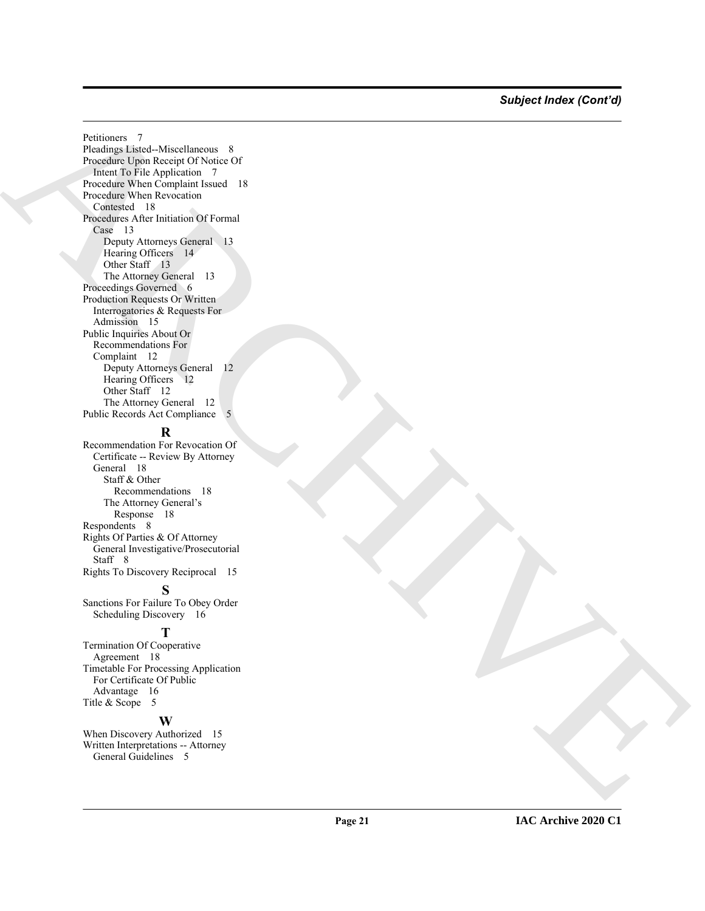Petitioners 7
Pleadings Listed--Miscellaneous 8
Procedure Upon Receipt Of Notice Of Intent To File Application 7
Procedure When Complaint Issued 18
Procedure When Revocation Contested 18
Procedures After Initiation Of Formal Case 13
- Deputy Attorneys General 13
- Hearing Officers 14
- Other Staff 13
- The Attorney General 13

Proceedings Governed 6
Production Requests Or Written Interrogatories & Requests For Admission 15
Public Inquiries About Or Recommendations For Complaint 12
- Deputy Attorneys General 12
- Hearing Officers 12
- Other Staff 12
- The Attorney General 12

Public Records Act Compliance 5

## R

Recommendation For Revocation Of Certificate -- Review By Attorney General 18
- Staff & Other Recommendations 18
- The Attorney General's Response 18

Respondents 8
Rights Of Parties & Of Attorney General Investigative/Prosecutorial Staff 8
Rights To Discovery Reciprocal 15

## S

Sanctions For Failure To Obey Order Scheduling Discovery 16

## T

Termination Of Cooperative Agreement 18
Timetable For Processing Application For Certificate Of Public Advantage 16
Title & Scope 5

## W

When Discovery Authorized 15
Written Interpretations -- Attorney General Guidelines 5